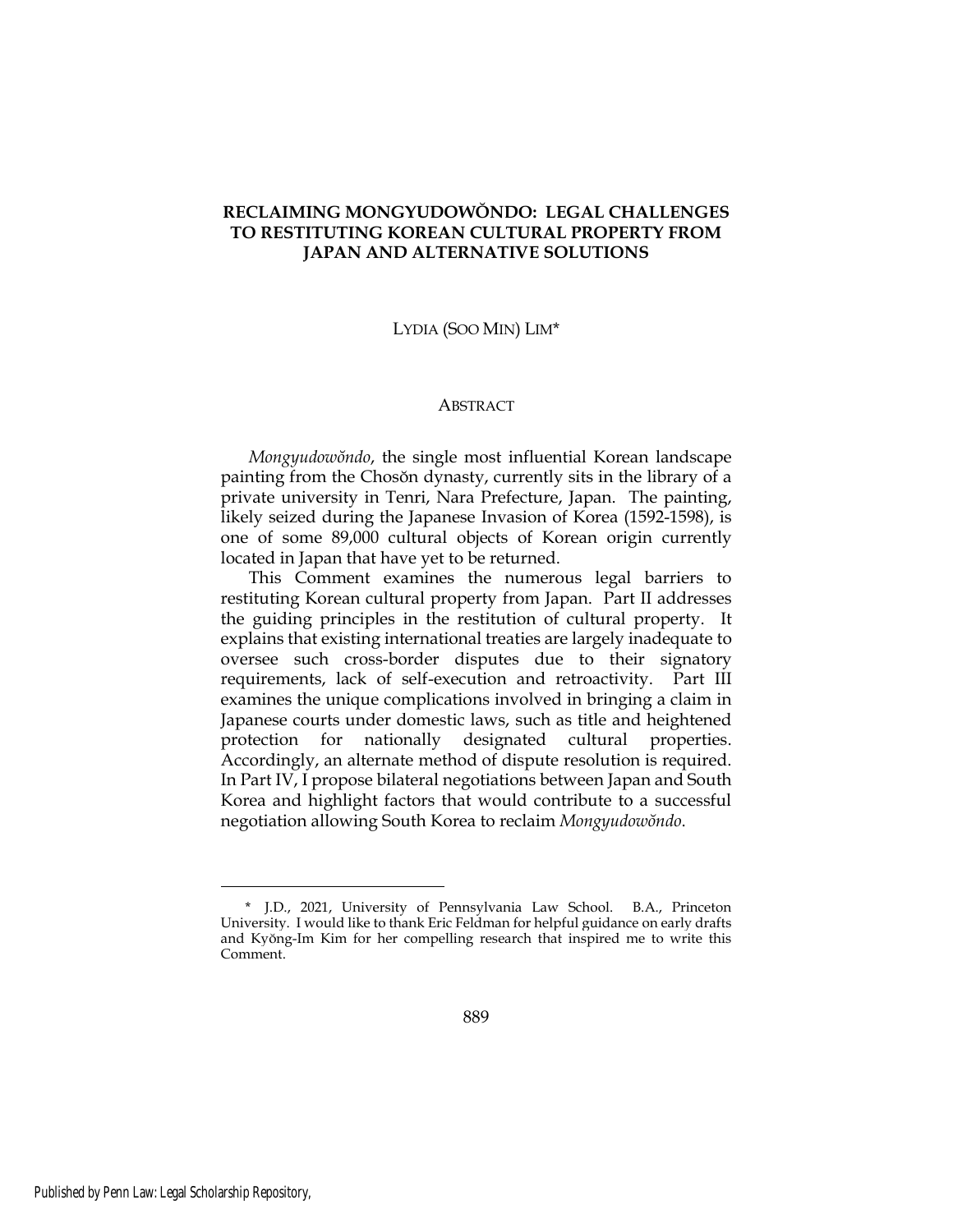# RECLAIMING MONGYUDOWŎNDO: LEGAL CHALLENGES TO RESTITUTING KOREAN CULTURAL PROPERTY FROM JAPAN AND ALTERNATIVE SOLUTIONS

LYDIA (SOO MIN) LIM*

## ABSTRACT

*Mongyudowŏndo*, the single most influential Korean landscape painting from the Chosŏn dynasty, currently sits in the library of a private university in Tenri, Nara Prefecture, Japan. The painting, likely seized during the Japanese Invasion of Korea (1592-1598), is one of some 89,000 cultural objects of Korean origin currently located in Japan that have yet to be returned.

This Comment examines the numerous legal barriers to restituting Korean cultural property from Japan. Part II addresses the guiding principles in the restitution of cultural property. It explains that existing international treaties are largely inadequate to oversee such cross-border disputes due to their signatory requirements, lack of self-execution and retroactivity. Part III examines the unique complications involved in bringing a claim in Japanese courts under domestic laws, such as title and heightened protection for nationally designated cultural properties. Accordingly, an alternate method of dispute resolution is required. In Part IV, I propose bilateral negotiations between Japan and South Korea and highlight factors that would contribute to a successful negotiation allowing South Korea to reclaim *Mongyudowŏndo*.

---

\* J.D., 2021, University of Pennsylvania Law School. B.A., Princeton University. I would like to thank Eric Feldman for helpful guidance on early drafts and Kyŏng-Im Kim for her compelling research that inspired me to write this Comment.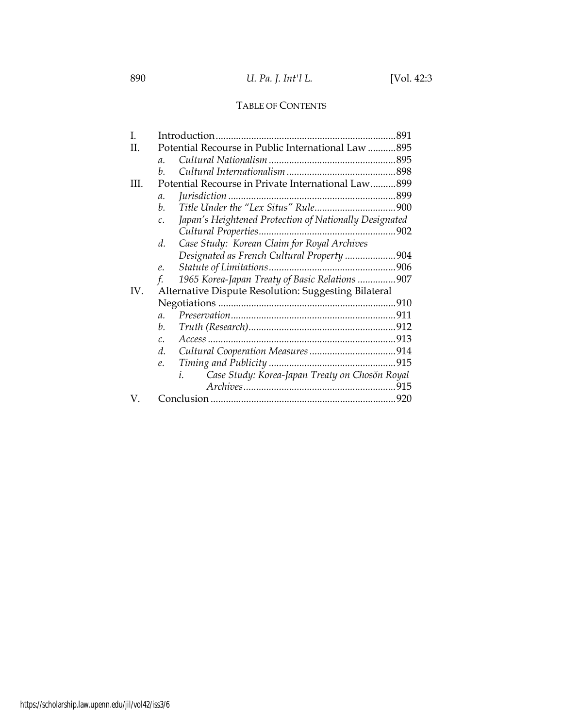## TABLE OF CONTENTS

I. Introduction ... 891

II. Potential Recourse in Public International Law ... 895

- a. *Cultural Nationalism* ... 895
- b. *Cultural Internationalism* ... 898

III. Potential Recourse in Private International Law ... 899

- a. *Jurisdiction* ... 899
- b. *Title Under the "Lex Situs" Rule* ... 900
- c. *Japan's Heightened Protection of Nationally Designated Cultural Properties* ... 902
- d. *Case Study: Korean Claim for Royal Archives Designated as French Cultural Property* ... 904
- e. *Statute of Limitations* ... 906
- f. *1965 Korea-Japan Treaty of Basic Relations* ... 907

IV. Alternative Dispute Resolution: Suggesting Bilateral Negotiations ... 910

- a. *Preservation* ... 911
- b. *Truth (Research)* ... 912
- c. *Access* ... 913
- d. *Cultural Cooperation Measures* ... 914
- e. *Timing and Publicity* ... 915
  - i. *Case Study: Korea-Japan Treaty on Chosŏn Royal Archives* ... 915

V. Conclusion ... 920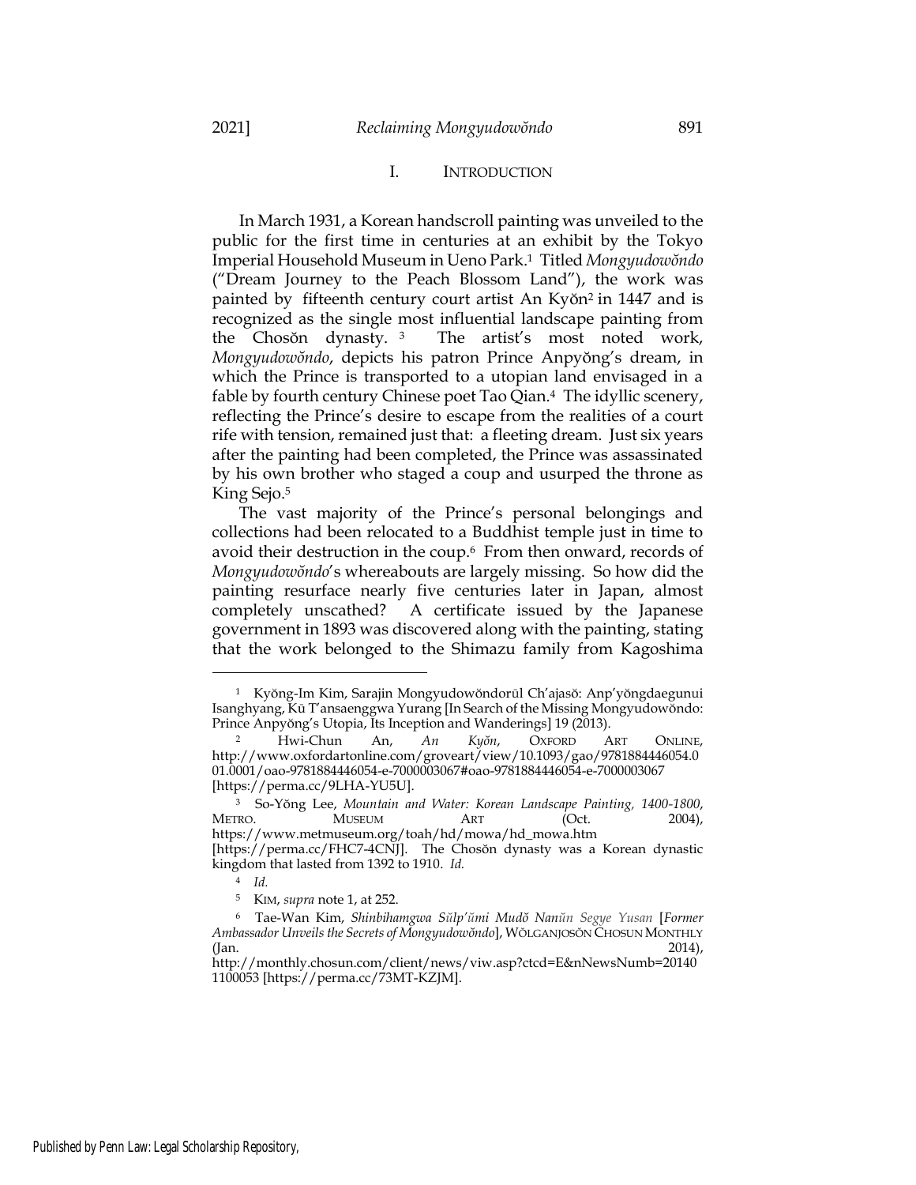## I. INTRODUCTION

In March 1931, a Korean handscroll painting was unveiled to the public for the first time in centuries at an exhibit by the Tokyo Imperial Household Museum in Ueno Park.[1] Titled *Mongyudowŏndo* ("Dream Journey to the Peach Blossom Land"), the work was painted by fifteenth century court artist An Kyŏn[2] in 1447 and is recognized as the single most influential landscape painting from the Chosŏn dynasty.[3] The artist's most noted work, *Mongyudowŏndo*, depicts his patron Prince Anpyŏng's dream, in which the Prince is transported to a utopian land envisaged in a fable by fourth century Chinese poet Tao Qian.[4] The idyllic scenery, reflecting the Prince's desire to escape from the realities of a court rife with tension, remained just that: a fleeting dream. Just six years after the painting had been completed, the Prince was assassinated by his own brother who staged a coup and usurped the throne as King Sejo.[5]

The vast majority of the Prince's personal belongings and collections had been relocated to a Buddhist temple just in time to avoid their destruction in the coup.[6] From then onward, records of *Mongyudowŏndo*'s whereabouts are largely missing. So how did the painting resurface nearly five centuries later in Japan, almost completely unscathed? A certificate issued by the Japanese government in 1893 was discovered along with the painting, stating that the work belonged to the Shimazu family from Kagoshima

---

[1] Kyŏng-Im Kim, Sarajin Mongyudowŏndorŭl Ch'ajasŏ: Anp'yŏngdaegunui Isanghyang, Kŭ T'ansaenggwa Yurang [In Search of the Missing Mongyudowŏndo: Prince Anpyŏng's Utopia, Its Inception and Wanderings] 19 (2013).

[2] Hwi-Chun An, *An Kyŏn*, OXFORD ART ONLINE, http://www.oxfordartonline.com/groveart/view/10.1093/gao/9781884446054.001.0001/oao-9781884446054-e-7000003067#oao-9781884446054-e-7000003067 [https://perma.cc/9LHA-YU5U].

[3] So-Yŏng Lee, *Mountain and Water: Korean Landscape Painting, 1400-1800*, METRO. MUSEUM ART (Oct. 2004), https://www.metmuseum.org/toah/hd/mowa/hd_mowa.htm [https://perma.cc/FHC7-4CNJ]. The Chosŏn dynasty was a Korean dynastic kingdom that lasted from 1392 to 1910. *Id.*

[4] *Id.*

[5] KIM, *supra* note 1, at 252.

[6] Tae-Wan Kim, *Shinbihamgwa Sŭlp'ŭmi Mudŏ Nanŭn Segye Yusan* [*Former Ambassador Unveils the Secrets of Mongyudowŏndo*], WŎLGANJOSŎN CHOSUN MONTHLY (Jan. 2014), http://monthly.chosun.com/client/news/viw.asp?ctcd=E&nNewsNumb=201401100053 [https://perma.cc/73MT-KZJM].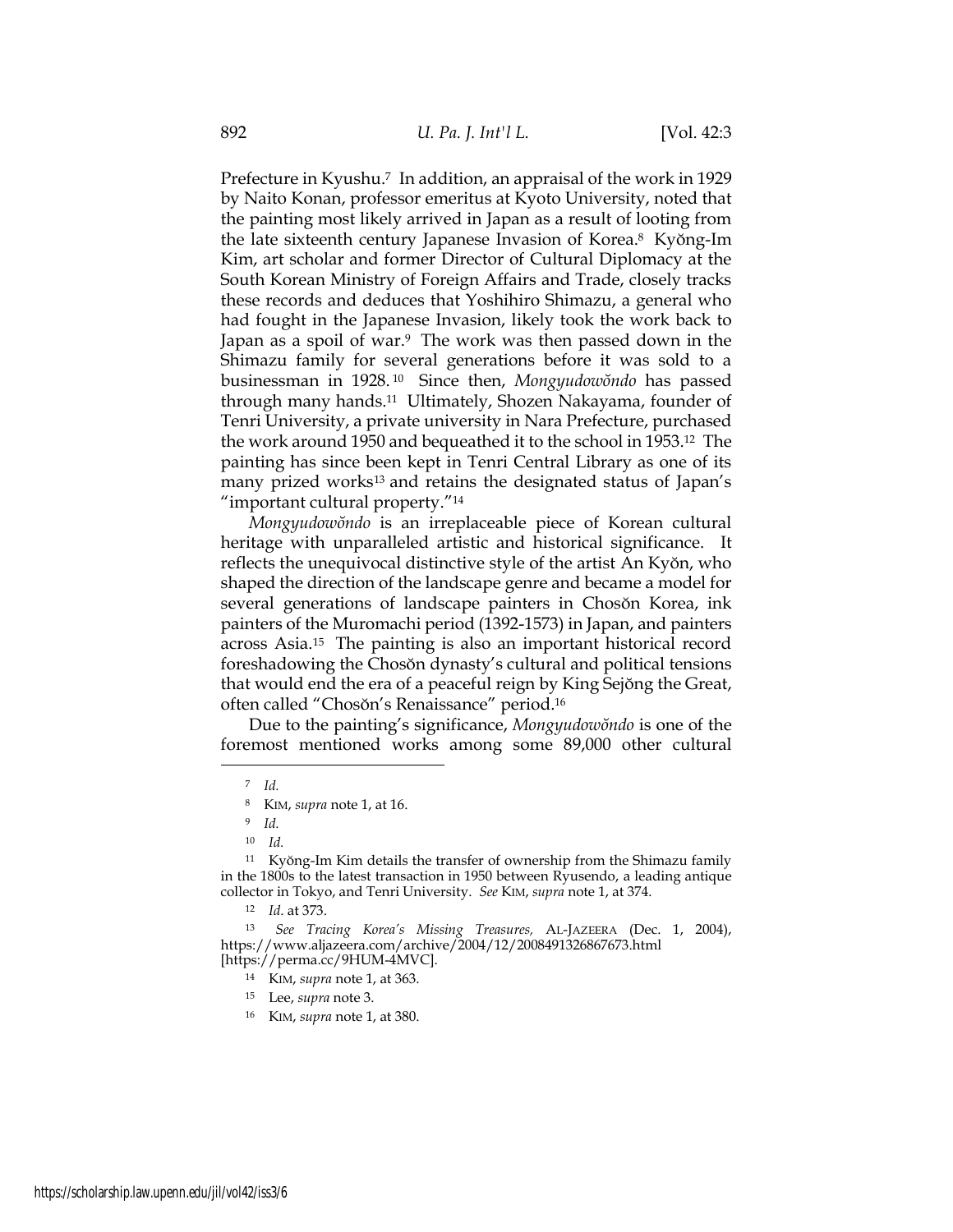Prefecture in Kyushu.[7] In addition, an appraisal of the work in 1929 by Naito Konan, professor emeritus at Kyoto University, noted that the painting most likely arrived in Japan as a result of looting from the late sixteenth century Japanese Invasion of Korea.[8] Kyŏng-Im Kim, art scholar and former Director of Cultural Diplomacy at the South Korean Ministry of Foreign Affairs and Trade, closely tracks these records and deduces that Yoshihiro Shimazu, a general who had fought in the Japanese Invasion, likely took the work back to Japan as a spoil of war.[9] The work was then passed down in the Shimazu family for several generations before it was sold to a businessman in 1928.[10] Since then, *Mongyudowŏndo* has passed through many hands.[11] Ultimately, Shozen Nakayama, founder of Tenri University, a private university in Nara Prefecture, purchased the work around 1950 and bequeathed it to the school in 1953.[12] The painting has since been kept in Tenri Central Library as one of its many prized works[13] and retains the designated status of Japan's "important cultural property."[14]

*Mongyudowŏndo* is an irreplaceable piece of Korean cultural heritage with unparalleled artistic and historical significance. It reflects the unequivocal distinctive style of the artist An Kyŏn, who shaped the direction of the landscape genre and became a model for several generations of landscape painters in Chosŏn Korea, ink painters of the Muromachi period (1392-1573) in Japan, and painters across Asia.[15] The painting is also an important historical record foreshadowing the Chosŏn dynasty's cultural and political tensions that would end the era of a peaceful reign by King Sejŏng the Great, often called "Chosŏn's Renaissance" period.[16]

Due to the painting's significance, *Mongyudowŏndo* is one of the foremost mentioned works among some 89,000 other cultural

---

[7] *Id.*

[8] KIM, *supra* note 1, at 16.

[9] *Id.*

[10] *Id.*

[11] Kyŏng-Im Kim details the transfer of ownership from the Shimazu family in the 1800s to the latest transaction in 1950 between Ryusendo, a leading antique collector in Tokyo, and Tenri University. *See* KIM, *supra* note 1, at 374.

[12] *Id.* at 373.

[13] *See Tracing Korea's Missing Treasures,* AL-JAZEERA (Dec. 1, 2004), https://www.aljazeera.com/archive/2004/12/2008491326867673.html [https://perma.cc/9HUM-4MVC].

[14] KIM, *supra* note 1, at 363.

[15] Lee, *supra* note 3.

[16] KIM, *supra* note 1, at 380.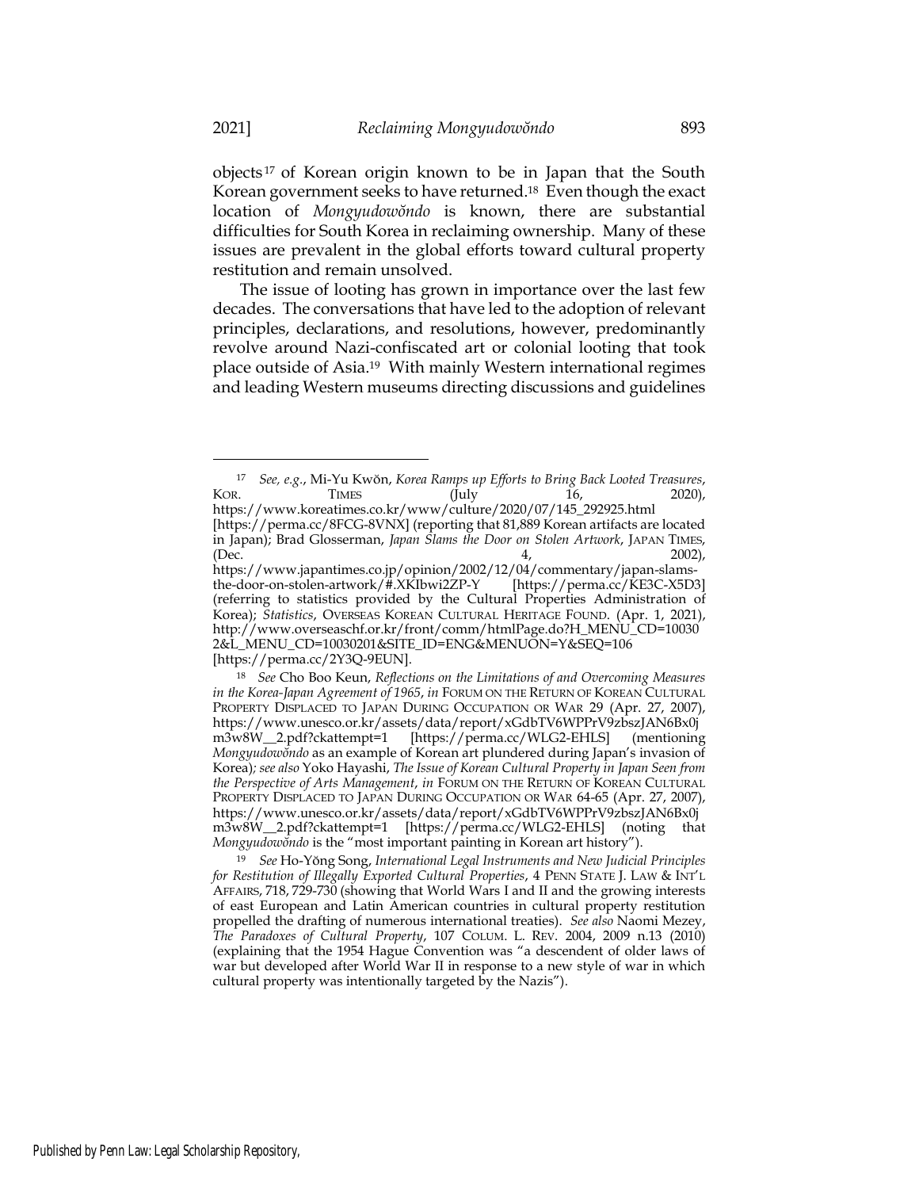objects[17] of Korean origin known to be in Japan that the South Korean government seeks to have returned.[18] Even though the exact location of *Mongyudowŏndo* is known, there are substantial difficulties for South Korea in reclaiming ownership. Many of these issues are prevalent in the global efforts toward cultural property restitution and remain unsolved.

The issue of looting has grown in importance over the last few decades. The conversations that have led to the adoption of relevant principles, declarations, and resolutions, however, predominantly revolve around Nazi-confiscated art or colonial looting that took place outside of Asia.[19] With mainly Western international regimes and leading Western museums directing discussions and guidelines

---

[17] *See, e.g.*, Mi-Yu Kwŏn, *Korea Ramps up Efforts to Bring Back Looted Treasures*, KOR. TIMES (July 16, 2020), https://www.koreatimes.co.kr/www/culture/2020/07/145_292925.html [https://perma.cc/8FCG-8VNX] (reporting that 81,889 Korean artifacts are located in Japan); Brad Glosserman, *Japan Slams the Door on Stolen Artwork*, JAPAN TIMES, (Dec. 4, 2002), https://www.japantimes.co.jp/opinion/2002/12/04/commentary/japan-slams-the-door-on-stolen-artwork/#.XKIbwi2ZP-Y [https://perma.cc/KE3C-X5D3] (referring to statistics provided by the Cultural Properties Administration of Korea); *Statistics*, OVERSEAS KOREAN CULTURAL HERITAGE FOUND. (Apr. 1, 2021), http://www.overseaschf.or.kr/front/comm/htmlPage.do?H_MENU_CD=100302&L_MENU_CD=10030201&SITE_ID=ENG&MENUON=Y&SEQ=106 [https://perma.cc/2Y3Q-9EUN].

[18] *See* Cho Boo Keun, *Reflections on the Limitations of and Overcoming Measures in the Korea-Japan Agreement of 1965*, *in* FORUM ON THE RETURN OF KOREAN CULTURAL PROPERTY DISPLACED TO JAPAN DURING OCCUPATION OR WAR 29 (Apr. 27, 2007), https://www.unesco.or.kr/assets/data/report/xGdbTV6WPPrV9zbszJAN6Bx0jm3w8W__2.pdf?ckattempt=1 [https://perma.cc/WLG2-EHLS] (mentioning *Mongyudowŏndo* as an example of Korean art plundered during Japan's invasion of Korea); *see also* Yoko Hayashi, *The Issue of Korean Cultural Property in Japan Seen from the Perspective of Arts Management*, *in* FORUM ON THE RETURN OF KOREAN CULTURAL PROPERTY DISPLACED TO JAPAN DURING OCCUPATION OR WAR 64-65 (Apr. 27, 2007), https://www.unesco.or.kr/assets/data/report/xGdbTV6WPPrV9zbszJAN6Bx0jm3w8W__2.pdf?ckattempt=1 [https://perma.cc/WLG2-EHLS] (noting that *Mongyudowŏndo* is the "most important painting in Korean art history").

[19] *See* Ho-Yŏng Song, *International Legal Instruments and New Judicial Principles for Restitution of Illegally Exported Cultural Properties*, 4 PENN STATE J. LAW & INT'L AFFAIRS, 718, 729-730 (showing that World Wars I and II and the growing interests of east European and Latin American countries in cultural property restitution propelled the drafting of numerous international treaties). *See also* Naomi Mezey, *The Paradoxes of Cultural Property*, 107 COLUM. L. REV. 2004, 2009 n.13 (2010) (explaining that the 1954 Hague Convention was "a descendent of older laws of war but developed after World War II in response to a new style of war in which cultural property was intentionally targeted by the Nazis").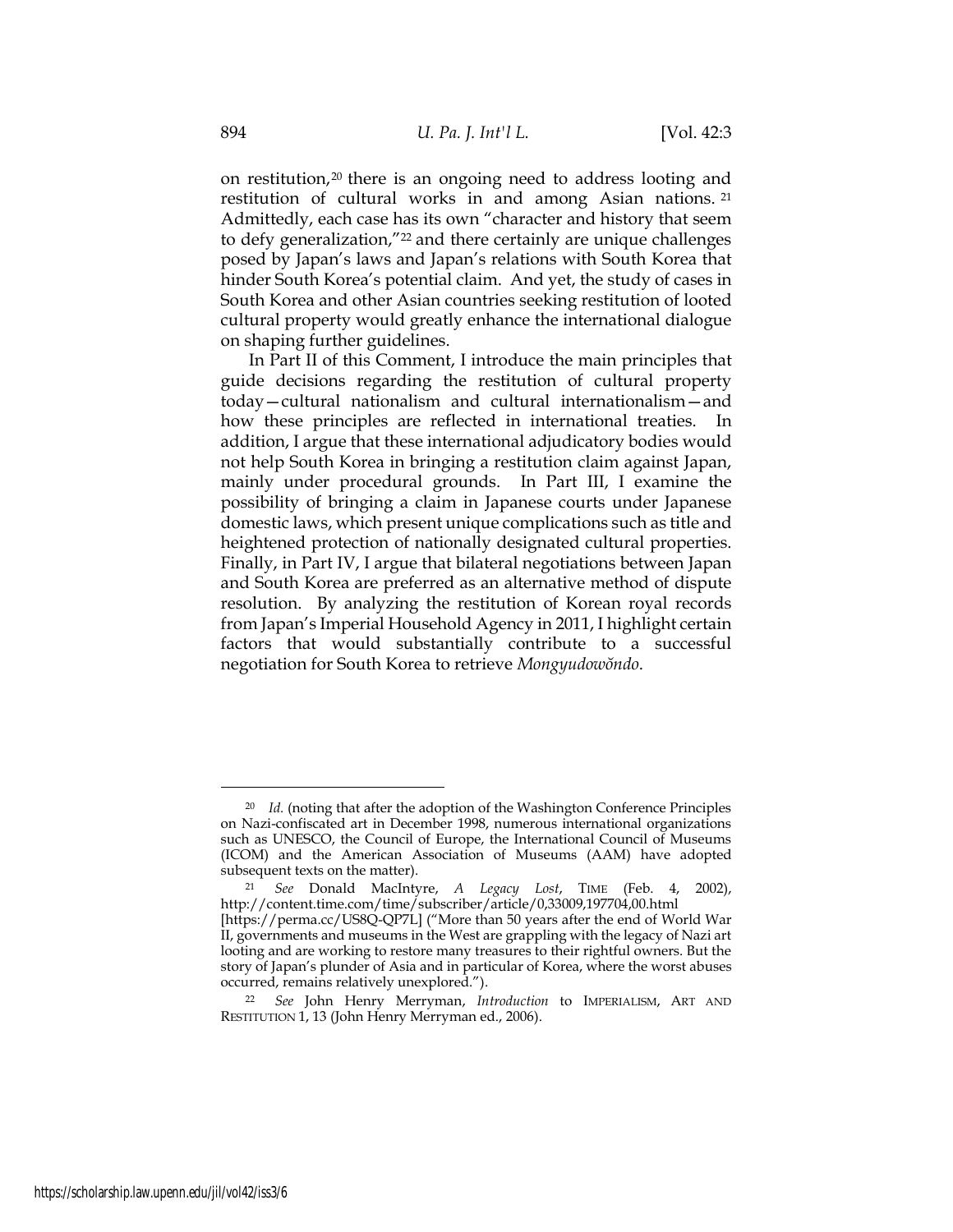on restitution,[20] there is an ongoing need to address looting and restitution of cultural works in and among Asian nations.[21] Admittedly, each case has its own "character and history that seem to defy generalization,"[22] and there certainly are unique challenges posed by Japan's laws and Japan's relations with South Korea that hinder South Korea's potential claim. And yet, the study of cases in South Korea and other Asian countries seeking restitution of looted cultural property would greatly enhance the international dialogue on shaping further guidelines.

In Part II of this Comment, I introduce the main principles that guide decisions regarding the restitution of cultural property today—cultural nationalism and cultural internationalism—and how these principles are reflected in international treaties. In addition, I argue that these international adjudicatory bodies would not help South Korea in bringing a restitution claim against Japan, mainly under procedural grounds. In Part III, I examine the possibility of bringing a claim in Japanese courts under Japanese domestic laws, which present unique complications such as title and heightened protection of nationally designated cultural properties. Finally, in Part IV, I argue that bilateral negotiations between Japan and South Korea are preferred as an alternative method of dispute resolution. By analyzing the restitution of Korean royal records from Japan's Imperial Household Agency in 2011, I highlight certain factors that would substantially contribute to a successful negotiation for South Korea to retrieve *Mongyudowŏndo*.

---

[20] *Id.* (noting that after the adoption of the Washington Conference Principles on Nazi-confiscated art in December 1998, numerous international organizations such as UNESCO, the Council of Europe, the International Council of Museums (ICOM) and the American Association of Museums (AAM) have adopted subsequent texts on the matter).

[21] *See* Donald MacIntyre, *A Legacy Lost*, TIME (Feb. 4, 2002), http://content.time.com/time/subscriber/article/0,33009,197704,00.html [https://perma.cc/US8Q-QP7L] ("More than 50 years after the end of World War II, governments and museums in the West are grappling with the legacy of Nazi art looting and are working to restore many treasures to their rightful owners. But the story of Japan's plunder of Asia and in particular of Korea, where the worst abuses occurred, remains relatively unexplored.").

[22] *See* John Henry Merryman, *Introduction* to IMPERIALISM, ART AND RESTITUTION 1, 13 (John Henry Merryman ed., 2006).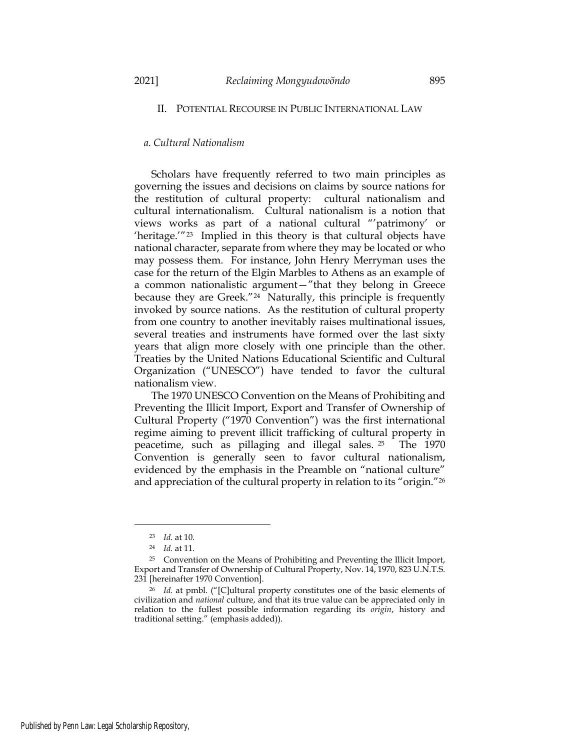## II. POTENTIAL RECOURSE IN PUBLIC INTERNATIONAL LAW

### *a. Cultural Nationalism*

Scholars have frequently referred to two main principles as governing the issues and decisions on claims by source nations for the restitution of cultural property: cultural nationalism and cultural internationalism. Cultural nationalism is a notion that views works as part of a national cultural "'patrimony' or 'heritage.'"[23] Implied in this theory is that cultural objects have national character, separate from where they may be located or who may possess them. For instance, John Henry Merryman uses the case for the return of the Elgin Marbles to Athens as an example of a common nationalistic argument—"that they belong in Greece because they are Greek."[24] Naturally, this principle is frequently invoked by source nations. As the restitution of cultural property from one country to another inevitably raises multinational issues, several treaties and instruments have formed over the last sixty years that align more closely with one principle than the other. Treaties by the United Nations Educational Scientific and Cultural Organization ("UNESCO") have tended to favor the cultural nationalism view.

The 1970 UNESCO Convention on the Means of Prohibiting and Preventing the Illicit Import, Export and Transfer of Ownership of Cultural Property ("1970 Convention") was the first international regime aiming to prevent illicit trafficking of cultural property in peacetime, such as pillaging and illegal sales.[25] The 1970 Convention is generally seen to favor cultural nationalism, evidenced by the emphasis in the Preamble on "national culture" and appreciation of the cultural property in relation to its "origin."[26]

---

[23] *Id.* at 10.

[24] *Id.* at 11.

[25] Convention on the Means of Prohibiting and Preventing the Illicit Import, Export and Transfer of Ownership of Cultural Property, Nov. 14, 1970, 823 U.N.T.S. 231 [hereinafter 1970 Convention].

[26] *Id.* at pmbl. ("[C]ultural property constitutes one of the basic elements of civilization and *national* culture, and that its true value can be appreciated only in relation to the fullest possible information regarding its *origin*, history and traditional setting." (emphasis added)).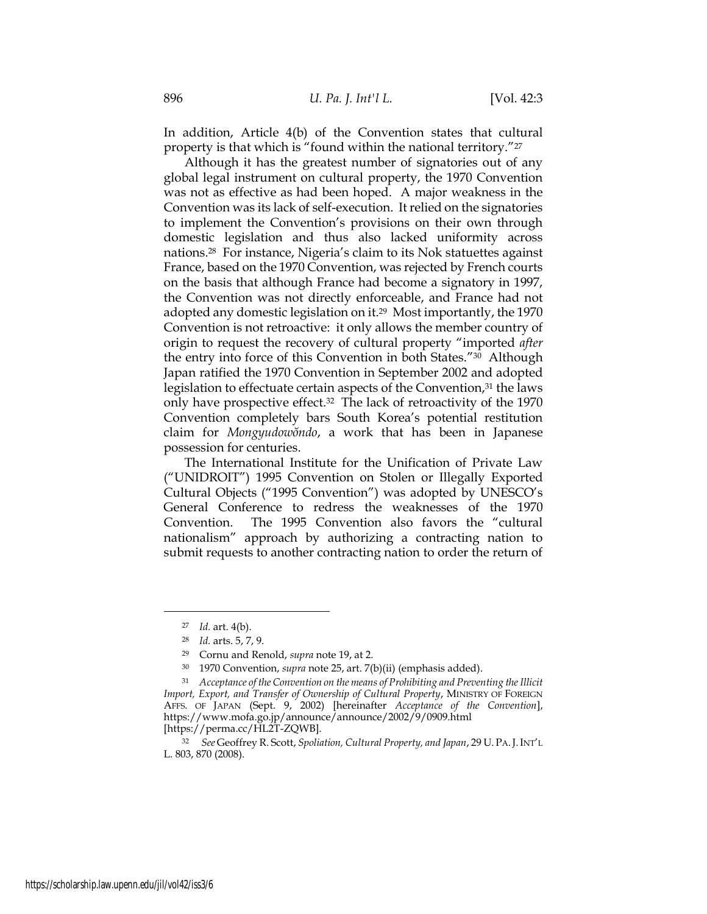In addition, Article 4(b) of the Convention states that cultural property is that which is "found within the national territory."[27]

Although it has the greatest number of signatories out of any global legal instrument on cultural property, the 1970 Convention was not as effective as had been hoped. A major weakness in the Convention was its lack of self-execution. It relied on the signatories to implement the Convention's provisions on their own through domestic legislation and thus also lacked uniformity across nations.[28] For instance, Nigeria's claim to its Nok statuettes against France, based on the 1970 Convention, was rejected by French courts on the basis that although France had become a signatory in 1997, the Convention was not directly enforceable, and France had not adopted any domestic legislation on it.[29] Most importantly, the 1970 Convention is not retroactive: it only allows the member country of origin to request the recovery of cultural property "imported *after* the entry into force of this Convention in both States."[30] Although Japan ratified the 1970 Convention in September 2002 and adopted legislation to effectuate certain aspects of the Convention,[31] the laws only have prospective effect.[32] The lack of retroactivity of the 1970 Convention completely bars South Korea's potential restitution claim for *Mongyudowŏndo*, a work that has been in Japanese possession for centuries.

The International Institute for the Unification of Private Law ("UNIDROIT") 1995 Convention on Stolen or Illegally Exported Cultural Objects ("1995 Convention") was adopted by UNESCO's General Conference to redress the weaknesses of the 1970 Convention. The 1995 Convention also favors the "cultural nationalism" approach by authorizing a contracting nation to submit requests to another contracting nation to order the return of

---

[27] *Id.* art. 4(b).

[28] *Id.* arts. 5, 7, 9.

[29] Cornu and Renold, *supra* note 19, at 2.

[30] 1970 Convention, *supra* note 25, art. 7(b)(ii) (emphasis added).

[31] *Acceptance of the Convention on the means of Prohibiting and Preventing the Illicit Import, Export, and Transfer of Ownership of Cultural Property*, MINISTRY OF FOREIGN AFFS. OF JAPAN (Sept. 9, 2002) [hereinafter *Acceptance of the Convention*], https://www.mofa.go.jp/announce/announce/2002/9/0909.html [https://perma.cc/HL2T-ZQWB].

[32] *See* Geoffrey R. Scott, *Spoliation, Cultural Property, and Japan*, 29 U. PA. J. INT'L L. 803, 870 (2008).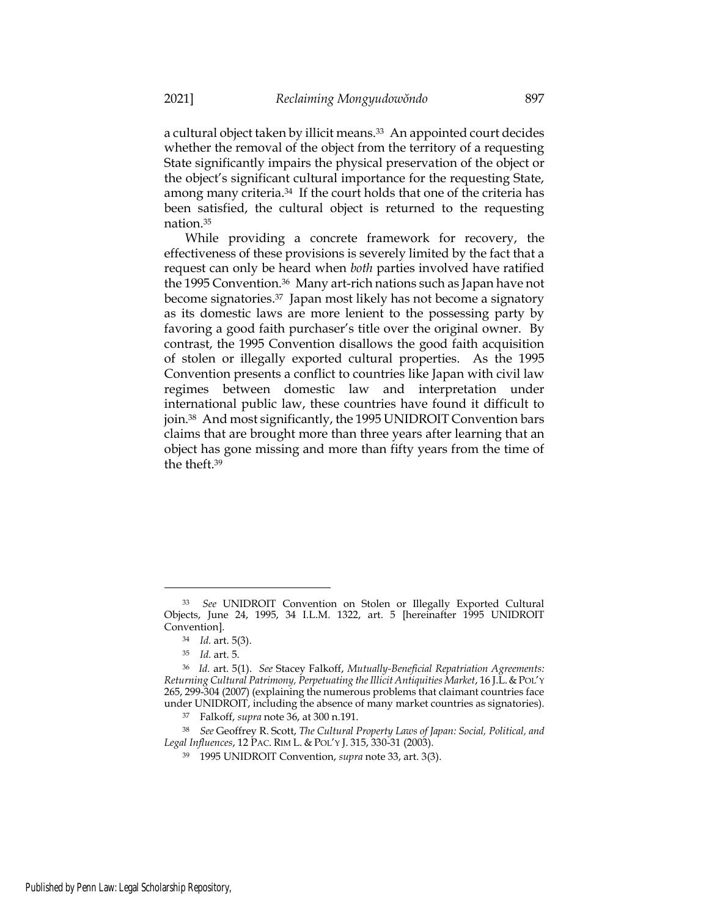a cultural object taken by illicit means.[33] An appointed court decides whether the removal of the object from the territory of a requesting State significantly impairs the physical preservation of the object or the object's significant cultural importance for the requesting State, among many criteria.[34] If the court holds that one of the criteria has been satisfied, the cultural object is returned to the requesting nation.[35]

While providing a concrete framework for recovery, the effectiveness of these provisions is severely limited by the fact that a request can only be heard when *both* parties involved have ratified the 1995 Convention.[36] Many art-rich nations such as Japan have not become signatories.[37] Japan most likely has not become a signatory as its domestic laws are more lenient to the possessing party by favoring a good faith purchaser's title over the original owner. By contrast, the 1995 Convention disallows the good faith acquisition of stolen or illegally exported cultural properties. As the 1995 Convention presents a conflict to countries like Japan with civil law regimes between domestic law and interpretation under international public law, these countries have found it difficult to join.[38] And most significantly, the 1995 UNIDROIT Convention bars claims that are brought more than three years after learning that an object has gone missing and more than fifty years from the time of the theft.[39]

---

[33] *See* UNIDROIT Convention on Stolen or Illegally Exported Cultural Objects, June 24, 1995, 34 I.L.M. 1322, art. 5 [hereinafter 1995 UNIDROIT Convention].

[34] *Id.* art. 5(3).

[35] *Id.* art. 5.

[36] *Id.* art. 5(1). *See* Stacey Falkoff, *Mutually-Beneficial Repatriation Agreements: Returning Cultural Patrimony, Perpetuating the Illicit Antiquities Market*, 16 J.L. & POL'Y 265, 299-304 (2007) (explaining the numerous problems that claimant countries face under UNIDROIT, including the absence of many market countries as signatories).

[37] Falkoff, *supra* note 36, at 300 n.191.

[38] *See* Geoffrey R. Scott, *The Cultural Property Laws of Japan: Social, Political, and Legal Influences*, 12 PAC. RIM L. & POL'Y J. 315, 330-31 (2003).

[39] 1995 UNIDROIT Convention, *supra* note 33, art. 3(3).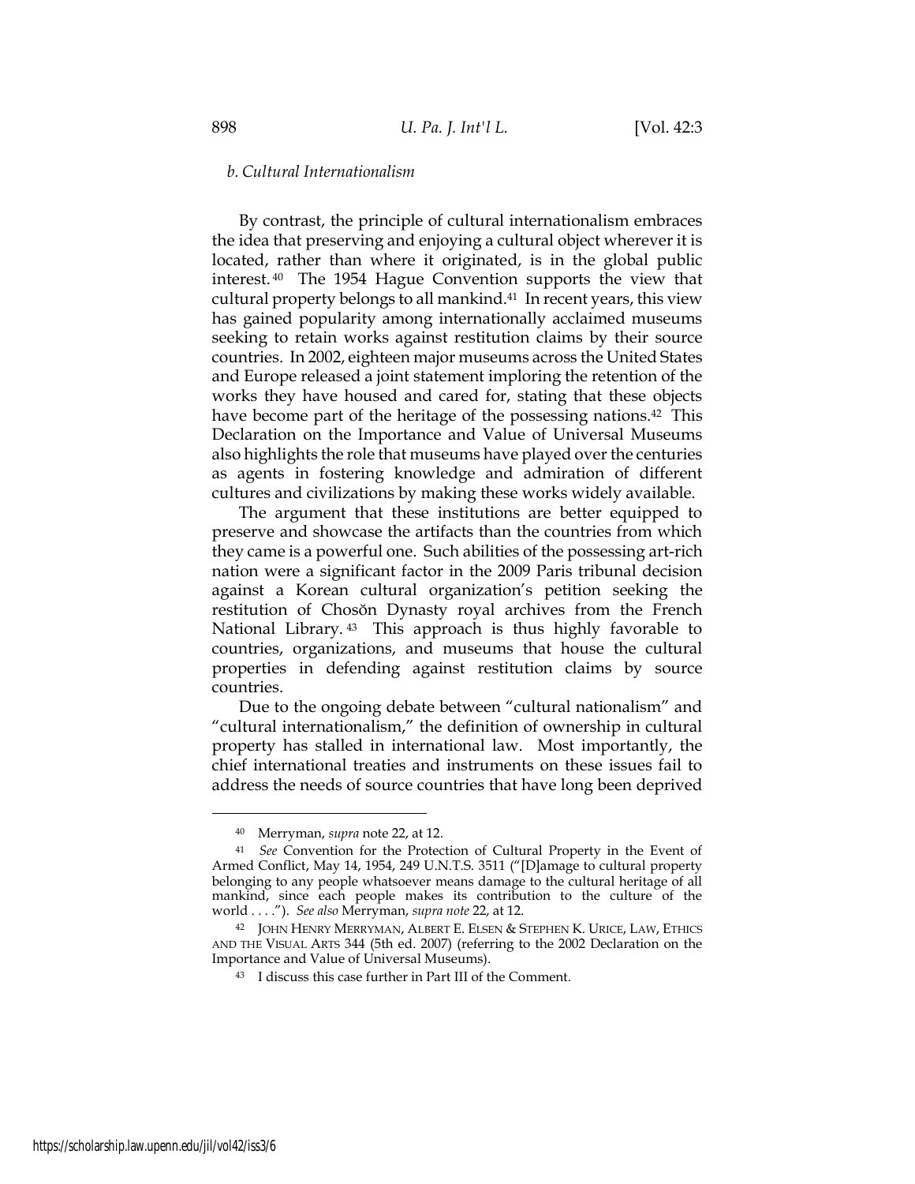### *b. Cultural Internationalism*

By contrast, the principle of cultural internationalism embraces the idea that preserving and enjoying a cultural object wherever it is located, rather than where it originated, is in the global public interest.[40] The 1954 Hague Convention supports the view that cultural property belongs to all mankind.[41] In recent years, this view has gained popularity among internationally acclaimed museums seeking to retain works against restitution claims by their source countries. In 2002, eighteen major museums across the United States and Europe released a joint statement imploring the retention of the works they have housed and cared for, stating that these objects have become part of the heritage of the possessing nations.[42] This Declaration on the Importance and Value of Universal Museums also highlights the role that museums have played over the centuries as agents in fostering knowledge and admiration of different cultures and civilizations by making these works widely available.

The argument that these institutions are better equipped to preserve and showcase the artifacts than the countries from which they came is a powerful one. Such abilities of the possessing art-rich nation were a significant factor in the 2009 Paris tribunal decision against a Korean cultural organization's petition seeking the restitution of Chosŏn Dynasty royal archives from the French National Library.[43] This approach is thus highly favorable to countries, organizations, and museums that house the cultural properties in defending against restitution claims by source countries.

Due to the ongoing debate between "cultural nationalism" and "cultural internationalism," the definition of ownership in cultural property has stalled in international law. Most importantly, the chief international treaties and instruments on these issues fail to address the needs of source countries that have long been deprived

---

[40] Merryman, *supra* note 22, at 12.

[41] *See* Convention for the Protection of Cultural Property in the Event of Armed Conflict, May 14, 1954, 249 U.N.T.S. 3511 ("[D]amage to cultural property belonging to any people whatsoever means damage to the cultural heritage of all mankind, since each people makes its contribution to the culture of the world . . . ."). *See also* Merryman, *supra note* 22, at 12.

[42] JOHN HENRY MERRYMAN, ALBERT E. ELSEN & STEPHEN K. URICE, LAW, ETHICS AND THE VISUAL ARTS 344 (5th ed. 2007) (referring to the 2002 Declaration on the Importance and Value of Universal Museums).

[43] I discuss this case further in Part III of the Comment.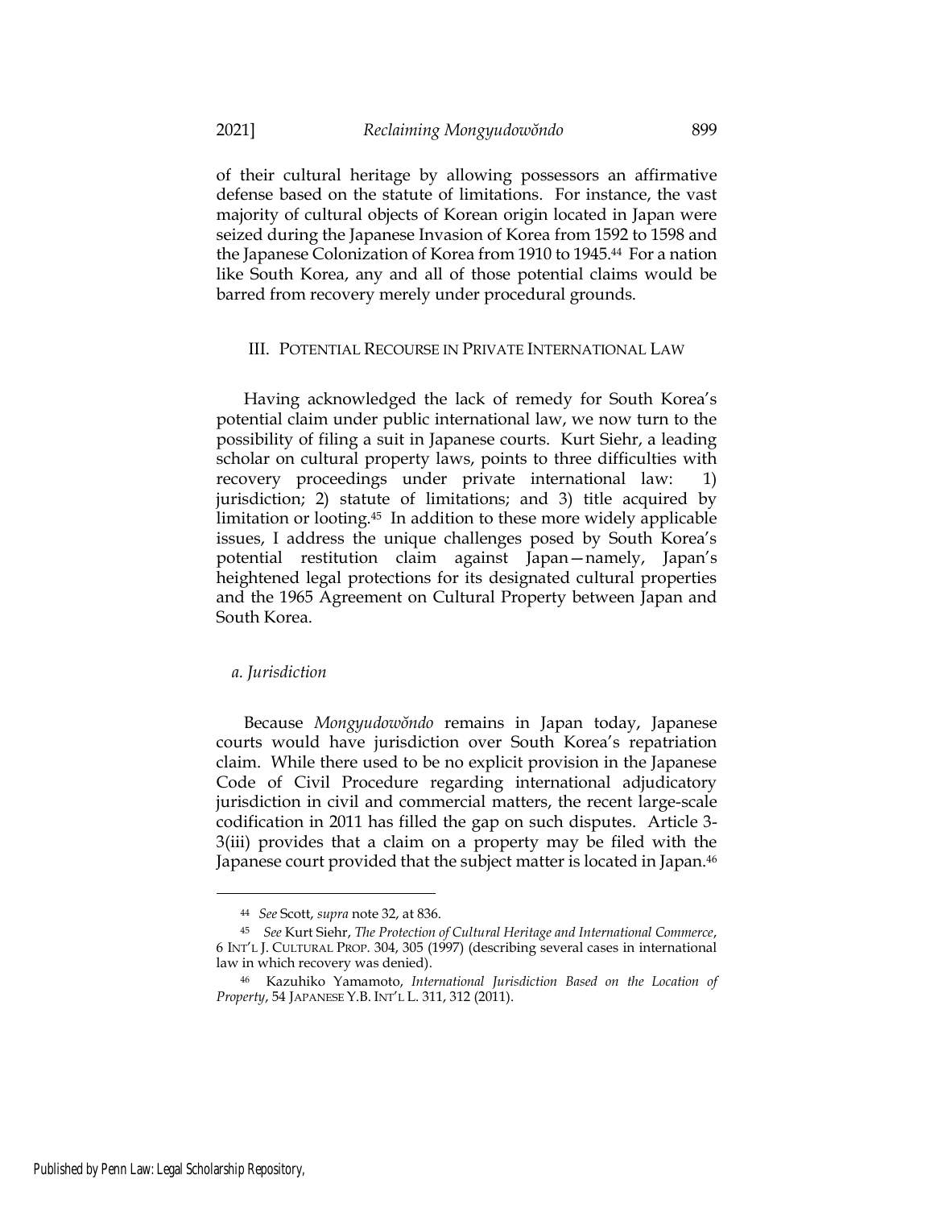of their cultural heritage by allowing possessors an affirmative defense based on the statute of limitations. For instance, the vast majority of cultural objects of Korean origin located in Japan were seized during the Japanese Invasion of Korea from 1592 to 1598 and the Japanese Colonization of Korea from 1910 to 1945.[44] For a nation like South Korea, any and all of those potential claims would be barred from recovery merely under procedural grounds.

## III. Potential Recourse in Private International Law

Having acknowledged the lack of remedy for South Korea's potential claim under public international law, we now turn to the possibility of filing a suit in Japanese courts. Kurt Siehr, a leading scholar on cultural property laws, points to three difficulties with recovery proceedings under private international law: 1) jurisdiction; 2) statute of limitations; and 3) title acquired by limitation or looting.[45] In addition to these more widely applicable issues, I address the unique challenges posed by South Korea's potential restitution claim against Japan—namely, Japan's heightened legal protections for its designated cultural properties and the 1965 Agreement on Cultural Property between Japan and South Korea.

### *a. Jurisdiction*

Because *Mongyudowŏndo* remains in Japan today, Japanese courts would have jurisdiction over South Korea's repatriation claim. While there used to be no explicit provision in the Japanese Code of Civil Procedure regarding international adjudicatory jurisdiction in civil and commercial matters, the recent large-scale codification in 2011 has filled the gap on such disputes. Article 3-3(iii) provides that a claim on a property may be filed with the Japanese court provided that the subject matter is located in Japan.[46]

---

[44] *See* Scott, *supra* note 32, at 836.

[45] *See* Kurt Siehr, *The Protection of Cultural Heritage and International Commerce*, 6 INT'L J. CULTURAL PROP. 304, 305 (1997) (describing several cases in international law in which recovery was denied).

[46] Kazuhiko Yamamoto, *International Jurisdiction Based on the Location of Property*, 54 JAPANESE Y.B. INT'L L. 311, 312 (2011).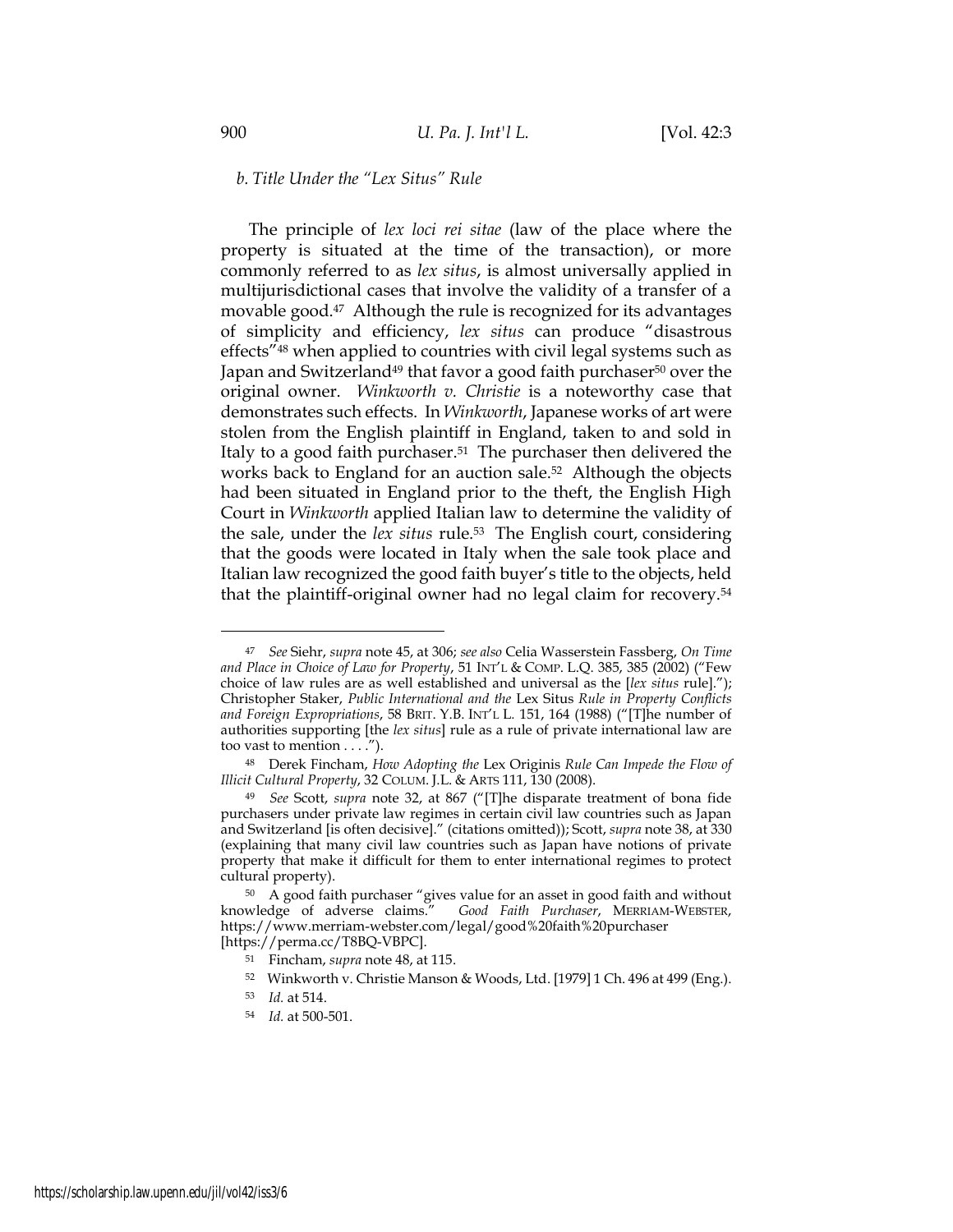*b. Title Under the "Lex Situs" Rule*

The principle of *lex loci rei sitae* (law of the place where the property is situated at the time of the transaction), or more commonly referred to as *lex situs*, is almost universally applied in multijurisdictional cases that involve the validity of a transfer of a movable good.[47] Although the rule is recognized for its advantages of simplicity and efficiency, *lex situs* can produce "disastrous effects"[48] when applied to countries with civil legal systems such as Japan and Switzerland[49] that favor a good faith purchaser[50] over the original owner. *Winkworth v. Christie* is a noteworthy case that demonstrates such effects. In *Winkworth*, Japanese works of art were stolen from the English plaintiff in England, taken to and sold in Italy to a good faith purchaser.[51] The purchaser then delivered the works back to England for an auction sale.[52] Although the objects had been situated in England prior to the theft, the English High Court in *Winkworth* applied Italian law to determine the validity of the sale, under the *lex situs* rule.[53] The English court, considering that the goods were located in Italy when the sale took place and Italian law recognized the good faith buyer's title to the objects, held that the plaintiff-original owner had no legal claim for recovery.[54]

---

[47] *See* Siehr, *supra* note 45, at 306; *see also* Celia Wasserstein Fassberg, *On Time and Place in Choice of Law for Property*, 51 INT'L & COMP. L.Q. 385, 385 (2002) ("Few choice of law rules are as well established and universal as the [*lex situs* rule]."); Christopher Staker, *Public International and the* Lex Situs *Rule in Property Conflicts and Foreign Expropriations*, 58 BRIT. Y.B. INT'L L. 151, 164 (1988) ("[T]he number of authorities supporting [the *lex situs*] rule as a rule of private international law are too vast to mention . . . .").

[48] Derek Fincham, *How Adopting the* Lex Originis *Rule Can Impede the Flow of Illicit Cultural Property*, 32 COLUM. J.L. & ARTS 111, 130 (2008).

[49] *See* Scott, *supra* note 32, at 867 ("[T]he disparate treatment of bona fide purchasers under private law regimes in certain civil law countries such as Japan and Switzerland [is often decisive]." (citations omitted)); Scott, *supra* note 38, at 330 (explaining that many civil law countries such as Japan have notions of private property that make it difficult for them to enter international regimes to protect cultural property).

[50] A good faith purchaser "gives value for an asset in good faith and without knowledge of adverse claims." *Good Faith Purchaser*, MERRIAM-WEBSTER, https://www.merriam-webster.com/legal/good%20faith%20purchaser [https://perma.cc/T8BQ-VBPC].

[51] Fincham, *supra* note 48, at 115.

[52] Winkworth v. Christie Manson & Woods, Ltd. [1979] 1 Ch. 496 at 499 (Eng.).

[53] *Id.* at 514.

[54] *Id.* at 500-501.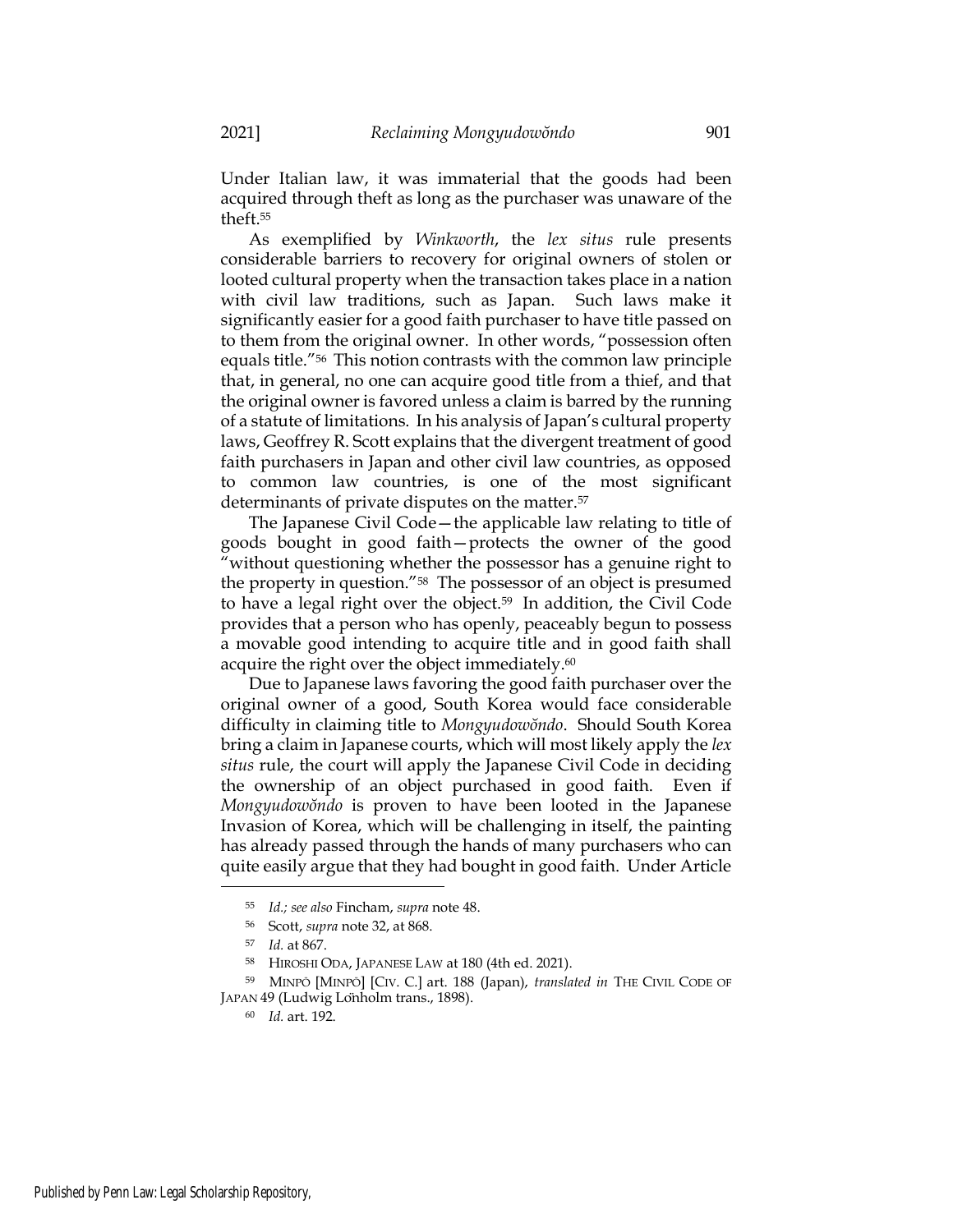Under Italian law, it was immaterial that the goods had been acquired through theft as long as the purchaser was unaware of the theft.[55]

As exemplified by *Winkworth*, the *lex situs* rule presents considerable barriers to recovery for original owners of stolen or looted cultural property when the transaction takes place in a nation with civil law traditions, such as Japan. Such laws make it significantly easier for a good faith purchaser to have title passed on to them from the original owner. In other words, "possession often equals title."[56] This notion contrasts with the common law principle that, in general, no one can acquire good title from a thief, and that the original owner is favored unless a claim is barred by the running of a statute of limitations. In his analysis of Japan's cultural property laws, Geoffrey R. Scott explains that the divergent treatment of good faith purchasers in Japan and other civil law countries, as opposed to common law countries, is one of the most significant determinants of private disputes on the matter.[57]

The Japanese Civil Code—the applicable law relating to title of goods bought in good faith—protects the owner of the good "without questioning whether the possessor has a genuine right to the property in question."[58] The possessor of an object is presumed to have a legal right over the object.[59] In addition, the Civil Code provides that a person who has openly, peaceably begun to possess a movable good intending to acquire title and in good faith shall acquire the right over the object immediately.[60]

Due to Japanese laws favoring the good faith purchaser over the original owner of a good, South Korea would face considerable difficulty in claiming title to *Mongyudowŏndo*. Should South Korea bring a claim in Japanese courts, which will most likely apply the *lex situs* rule, the court will apply the Japanese Civil Code in deciding the ownership of an object purchased in good faith. Even if *Mongyudowŏndo* is proven to have been looted in the Japanese Invasion of Korea, which will be challenging in itself, the painting has already passed through the hands of many purchasers who can quite easily argue that they had bought in good faith. Under Article

---

[55] *Id.; see also* Fincham, *supra* note 48.

[56] Scott, *supra* note 32, at 868.

[57] *Id.* at 867.

[58] HIROSHI ODA, JAPANESE LAW at 180 (4th ed. 2021).

[59] MINPŌ [MINPŌ] [CIV. C.] art. 188 (Japan), *translated in* THE CIVIL CODE OF JAPAN 49 (Ludwig Lönholm trans., 1898).

[60] *Id.* art. 192.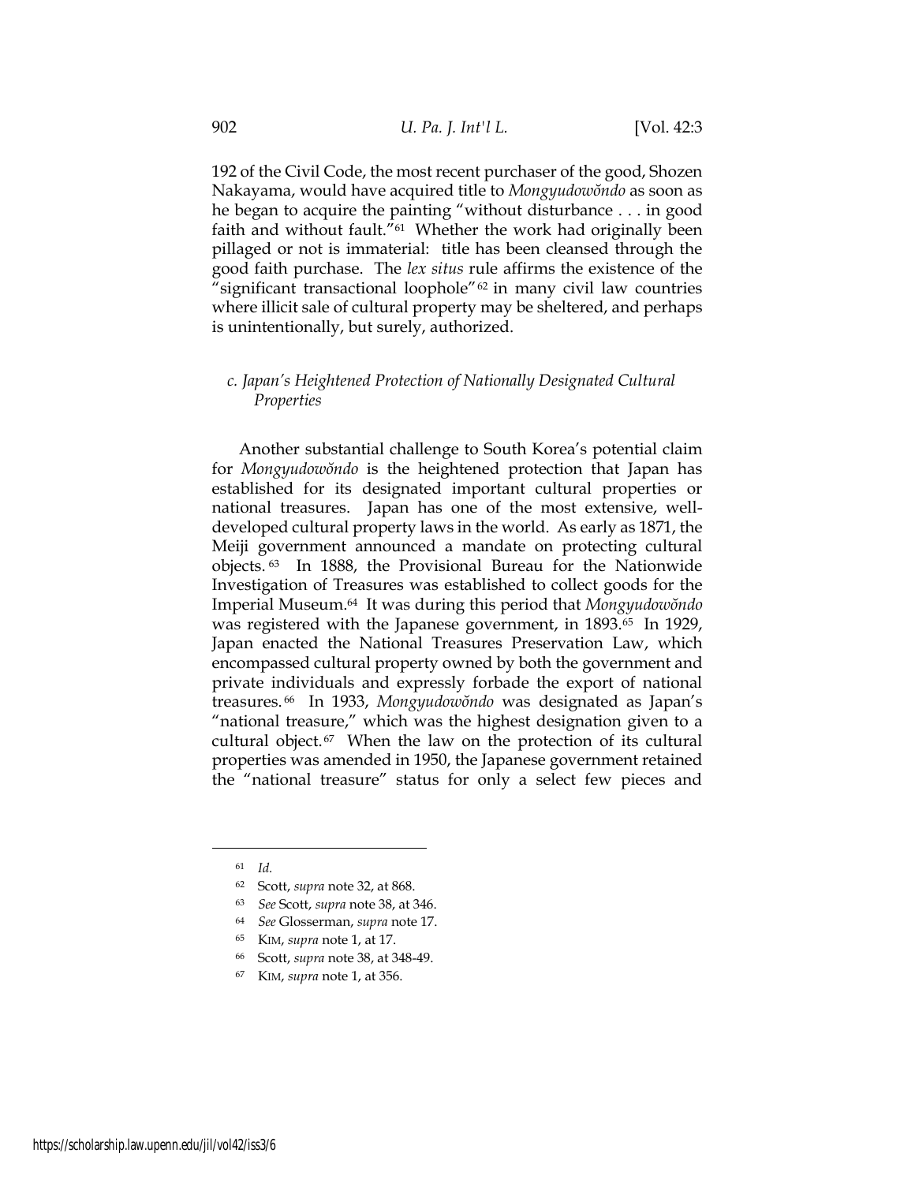192 of the Civil Code, the most recent purchaser of the good, Shozen Nakayama, would have acquired title to *Mongyudowŏndo* as soon as he began to acquire the painting "without disturbance . . . in good faith and without fault."[61] Whether the work had originally been pillaged or not is immaterial: title has been cleansed through the good faith purchase. The *lex situs* rule affirms the existence of the "significant transactional loophole"[62] in many civil law countries where illicit sale of cultural property may be sheltered, and perhaps is unintentionally, but surely, authorized.

### *c. Japan's Heightened Protection of Nationally Designated Cultural Properties*

Another substantial challenge to South Korea's potential claim for *Mongyudowŏndo* is the heightened protection that Japan has established for its designated important cultural properties or national treasures. Japan has one of the most extensive, well-developed cultural property laws in the world. As early as 1871, the Meiji government announced a mandate on protecting cultural objects.[63] In 1888, the Provisional Bureau for the Nationwide Investigation of Treasures was established to collect goods for the Imperial Museum.[64] It was during this period that *Mongyudowŏndo* was registered with the Japanese government, in 1893.[65] In 1929, Japan enacted the National Treasures Preservation Law, which encompassed cultural property owned by both the government and private individuals and expressly forbade the export of national treasures.[66] In 1933, *Mongyudowŏndo* was designated as Japan's "national treasure," which was the highest designation given to a cultural object.[67] When the law on the protection of its cultural properties was amended in 1950, the Japanese government retained the "national treasure" status for only a select few pieces and

---

[61] *Id.*

[62] Scott, *supra* note 32, at 868.

[63] *See* Scott, *supra* note 38, at 346.

[64] *See* Glosserman, *supra* note 17.

[65] KIM, *supra* note 1, at 17.

[66] Scott, *supra* note 38, at 348-49.

[67] KIM, *supra* note 1, at 356.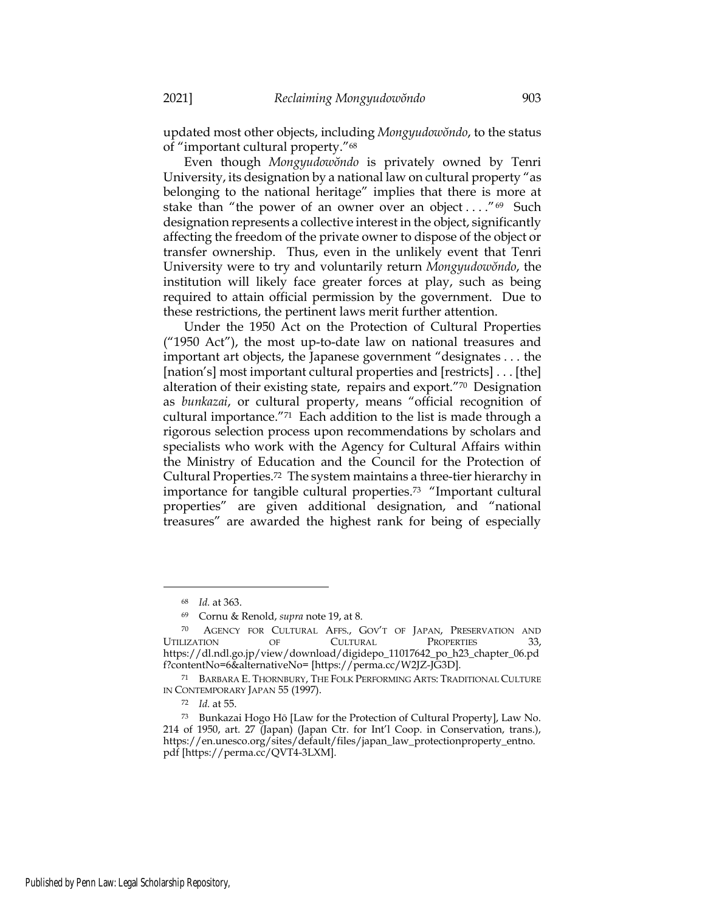updated most other objects, including *Mongyudowŏndo*, to the status of "important cultural property."[68]

Even though *Mongyudowŏndo* is privately owned by Tenri University, its designation by a national law on cultural property "as belonging to the national heritage" implies that there is more at stake than "the power of an owner over an object . . . ."[69] Such designation represents a collective interest in the object, significantly affecting the freedom of the private owner to dispose of the object or transfer ownership. Thus, even in the unlikely event that Tenri University were to try and voluntarily return *Mongyudowŏndo*, the institution will likely face greater forces at play, such as being required to attain official permission by the government. Due to these restrictions, the pertinent laws merit further attention.

Under the 1950 Act on the Protection of Cultural Properties ("1950 Act"), the most up-to-date law on national treasures and important art objects, the Japanese government "designates . . . the [nation's] most important cultural properties and [restricts] . . . [the] alteration of their existing state, repairs and export."[70] Designation as *bunkazai*, or cultural property, means "official recognition of cultural importance."[71] Each addition to the list is made through a rigorous selection process upon recommendations by scholars and specialists who work with the Agency for Cultural Affairs within the Ministry of Education and the Council for the Protection of Cultural Properties.[72] The system maintains a three-tier hierarchy in importance for tangible cultural properties.[73] "Important cultural properties" are given additional designation, and "national treasures" are awarded the highest rank for being of especially

---

[68] *Id.* at 363.

[69] Cornu & Renold, *supra* note 19, at 8.

[70] AGENCY FOR CULTURAL AFFS., GOV'T OF JAPAN, PRESERVATION AND UTILIZATION OF CULTURAL PROPERTIES 33, https://dl.ndl.go.jp/view/download/digidepo_11017642_po_h23_chapter_06.pdf?contentNo=6&alternativeNo= [https://perma.cc/W2JZ-JG3D].

[71] BARBARA E. THORNBURY, THE FOLK PERFORMING ARTS: TRADITIONAL CULTURE IN CONTEMPORARY JAPAN 55 (1997).

[72] *Id.* at 55.

[73] Bunkazai Hogo Hō [Law for the Protection of Cultural Property], Law No. 214 of 1950, art. 27 (Japan) (Japan Ctr. for Int'l Coop. in Conservation, trans.), https://en.unesco.org/sites/default/files/japan_law_protectionproperty_entno.pdf [https://perma.cc/QVT4-3LXM].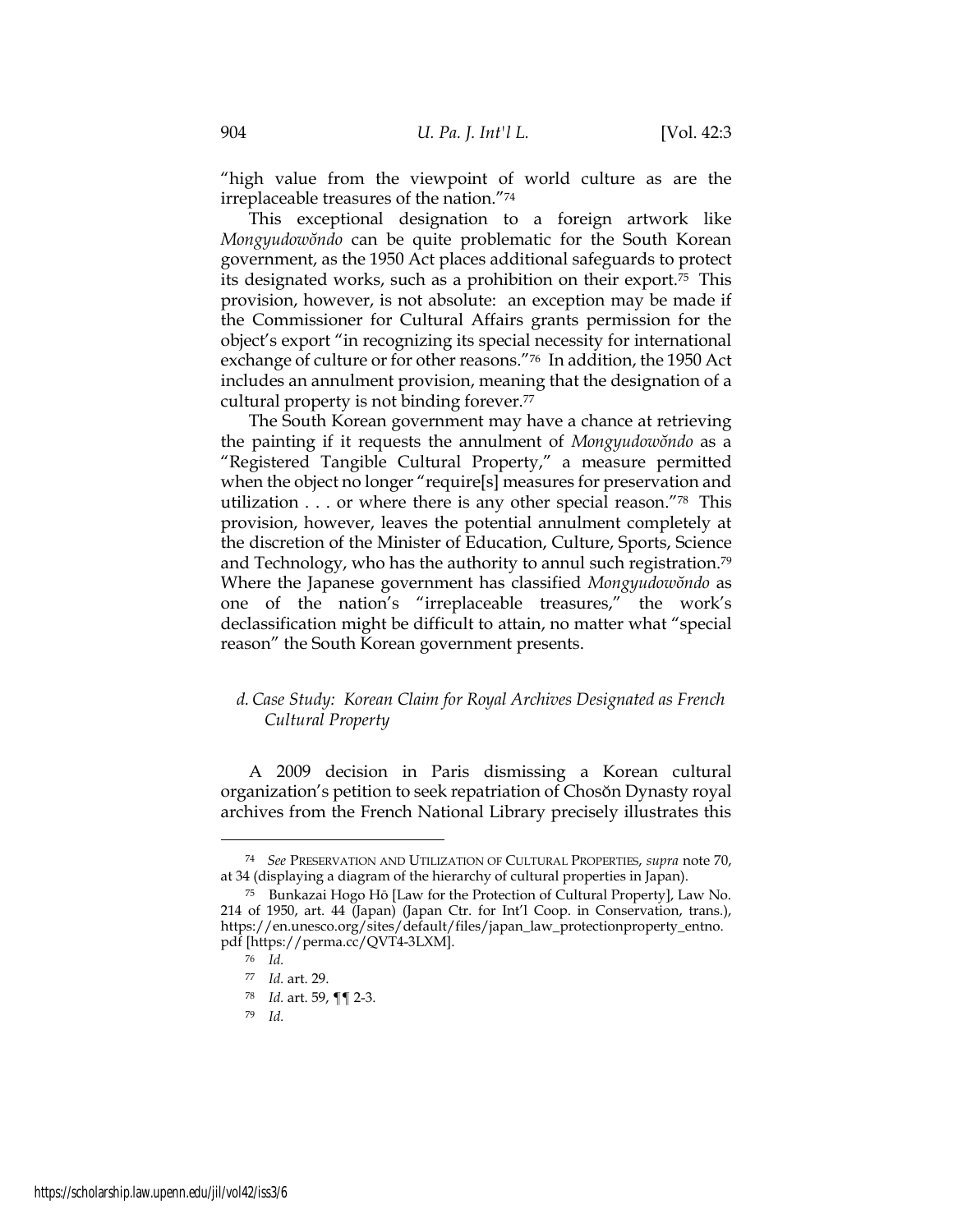"high value from the viewpoint of world culture as are the irreplaceable treasures of the nation."[74]

This exceptional designation to a foreign artwork like *Mongyudowŏndo* can be quite problematic for the South Korean government, as the 1950 Act places additional safeguards to protect its designated works, such as a prohibition on their export.[75] This provision, however, is not absolute: an exception may be made if the Commissioner for Cultural Affairs grants permission for the object's export "in recognizing its special necessity for international exchange of culture or for other reasons."[76] In addition, the 1950 Act includes an annulment provision, meaning that the designation of a cultural property is not binding forever.[77]

The South Korean government may have a chance at retrieving the painting if it requests the annulment of *Mongyudowŏndo* as a "Registered Tangible Cultural Property," a measure permitted when the object no longer "require[s] measures for preservation and utilization . . . or where there is any other special reason."[78] This provision, however, leaves the potential annulment completely at the discretion of the Minister of Education, Culture, Sports, Science and Technology, who has the authority to annul such registration.[79] Where the Japanese government has classified *Mongyudowŏndo* as one of the nation's "irreplaceable treasures," the work's declassification might be difficult to attain, no matter what "special reason" the South Korean government presents.

#### *d. Case Study: Korean Claim for Royal Archives Designated as French Cultural Property*

A 2009 decision in Paris dismissing a Korean cultural organization's petition to seek repatriation of Chosŏn Dynasty royal archives from the French National Library precisely illustrates this

---

[74] *See* PRESERVATION AND UTILIZATION OF CULTURAL PROPERTIES, *supra* note 70, at 34 (displaying a diagram of the hierarchy of cultural properties in Japan).

[75] Bunkazai Hogo Hō [Law for the Protection of Cultural Property], Law No. 214 of 1950, art. 44 (Japan) (Japan Ctr. for Int'l Coop. in Conservation, trans.), https://en.unesco.org/sites/default/files/japan_law_protectionproperty_entno.pdf [https://perma.cc/QVT4-3LXM].

[76] *Id.*

[77] *Id.* art. 29.

[78] *Id.* art. 59, ¶¶ 2-3.

[79] *Id.*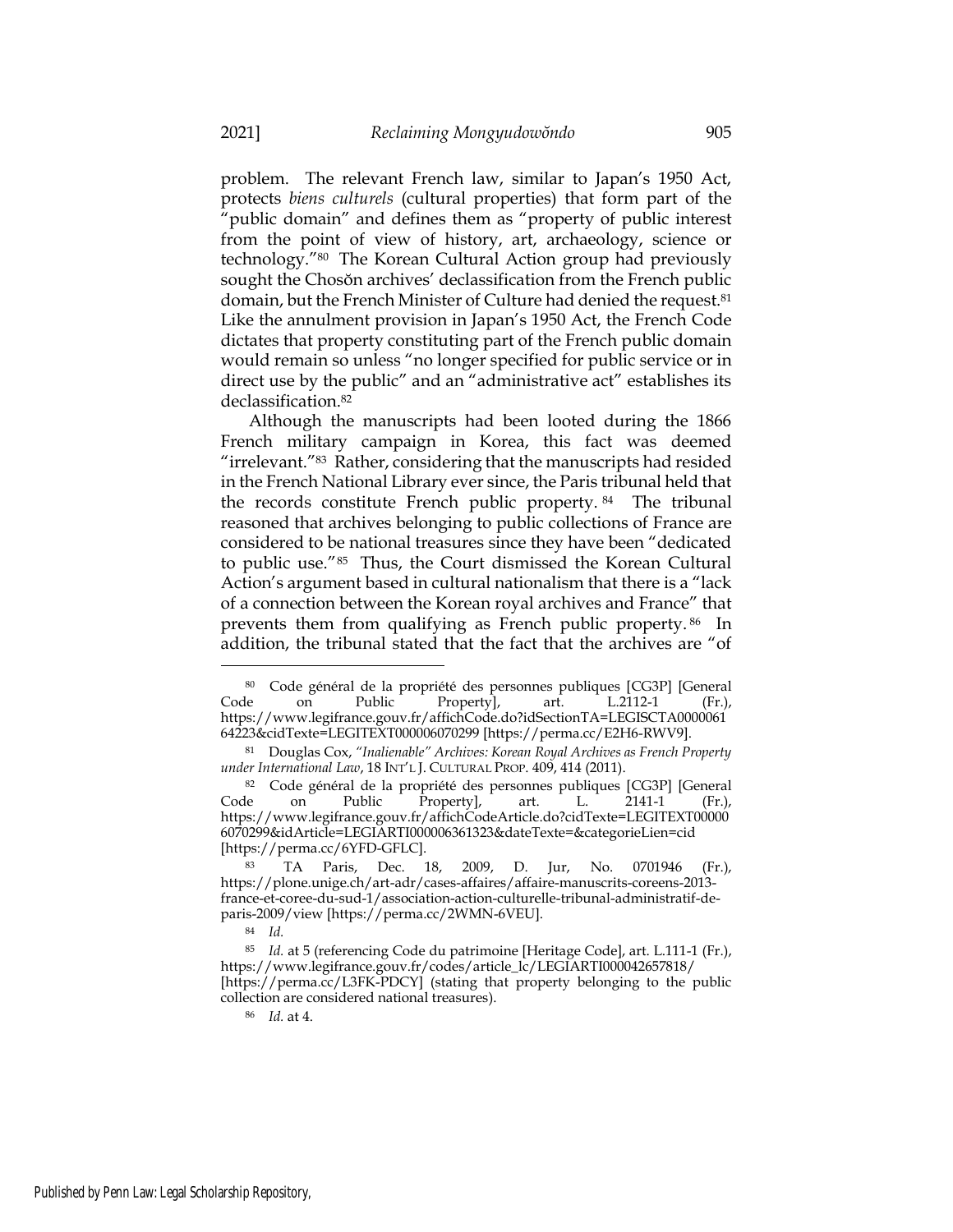problem. The relevant French law, similar to Japan's 1950 Act, protects *biens culturels* (cultural properties) that form part of the "public domain" and defines them as "property of public interest from the point of view of history, art, archaeology, science or technology."[80] The Korean Cultural Action group had previously sought the Chosŏn archives' declassification from the French public domain, but the French Minister of Culture had denied the request.[81] Like the annulment provision in Japan's 1950 Act, the French Code dictates that property constituting part of the French public domain would remain so unless "no longer specified for public service or in direct use by the public" and an "administrative act" establishes its declassification.[82]

Although the manuscripts had been looted during the 1866 French military campaign in Korea, this fact was deemed "irrelevant."[83] Rather, considering that the manuscripts had resided in the French National Library ever since, the Paris tribunal held that the records constitute French public property.[84] The tribunal reasoned that archives belonging to public collections of France are considered to be national treasures since they have been "dedicated to public use."[85] Thus, the Court dismissed the Korean Cultural Action's argument based in cultural nationalism that there is a "lack of a connection between the Korean royal archives and France" that prevents them from qualifying as French public property.[86] In addition, the tribunal stated that the fact that the archives are "of

---

[80] Code général de la propriété des personnes publiques [CG3P] [General Code on Public Property], art. L.2112-1 (Fr.), https://www.legifrance.gouv.fr/affichCode.do?idSectionTA=LEGISCTA000006164223&cidTexte=LEGITEXT000006070299 [https://perma.cc/E2H6-RWV9].

[81] Douglas Cox, *"Inalienable" Archives: Korean Royal Archives as French Property under International Law*, 18 INT'L J. CULTURAL PROP. 409, 414 (2011).

[82] Code général de la propriété des personnes publiques [CG3P] [General Code on Public Property], art. L. 2141-1 (Fr.), https://www.legifrance.gouv.fr/affichCodeArticle.do?cidTexte=LEGITEXT000006070299&idArticle=LEGIARTI000006361323&dateTexte=&categorieLien=cid [https://perma.cc/6YFD-GFLC].

[83] TA Paris, Dec. 18, 2009, D. Jur, No. 0701946 (Fr.), https://plone.unige.ch/art-adr/cases-affaires/affaire-manuscrits-coreens-2013-france-et-coree-du-sud-1/association-action-culturelle-tribunal-administratif-de-paris-2009/view [https://perma.cc/2WMN-6VEU].

[84] *Id.*

[85] *Id.* at 5 (referencing Code du patrimoine [Heritage Code], art. L.111-1 (Fr.), https://www.legifrance.gouv.fr/codes/article_lc/LEGIARTI000042657818/ [https://perma.cc/L3FK-PDCY] (stating that property belonging to the public collection are considered national treasures).

[86] *Id.* at 4.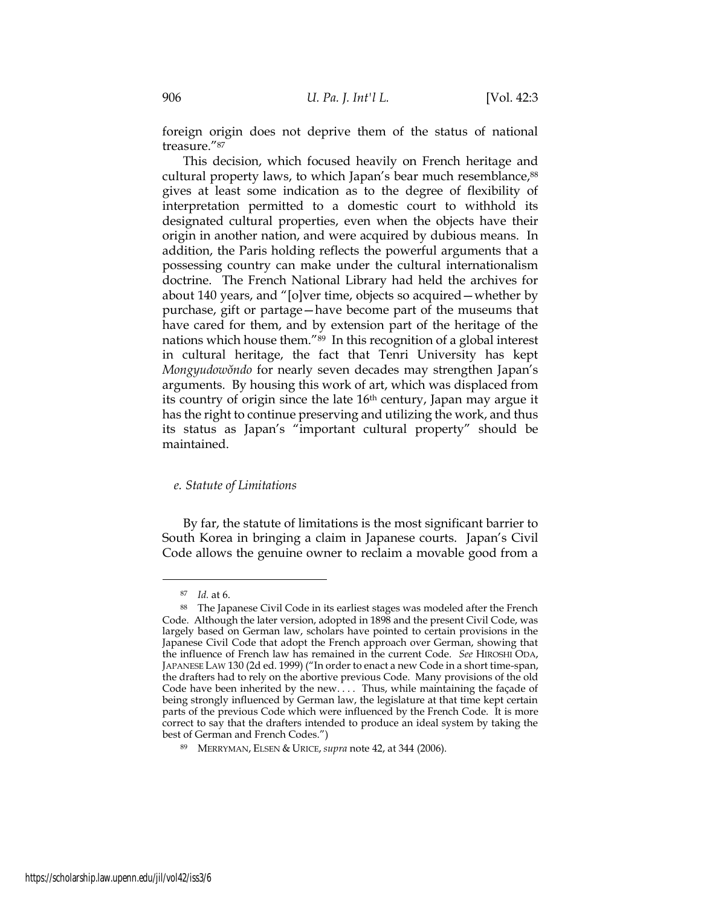foreign origin does not deprive them of the status of national treasure."[87]

This decision, which focused heavily on French heritage and cultural property laws, to which Japan's bear much resemblance,[88] gives at least some indication as to the degree of flexibility of interpretation permitted to a domestic court to withhold its designated cultural properties, even when the objects have their origin in another nation, and were acquired by dubious means. In addition, the Paris holding reflects the powerful arguments that a possessing country can make under the cultural internationalism doctrine. The French National Library had held the archives for about 140 years, and "[o]ver time, objects so acquired—whether by purchase, gift or partage—have become part of the museums that have cared for them, and by extension part of the heritage of the nations which house them."[89] In this recognition of a global interest in cultural heritage, the fact that Tenri University has kept *Mongyudowŏndo* for nearly seven decades may strengthen Japan's arguments. By housing this work of art, which was displaced from its country of origin since the late 16th century, Japan may argue it has the right to continue preserving and utilizing the work, and thus its status as Japan's "important cultural property" should be maintained.

#### *e. Statute of Limitations*

By far, the statute of limitations is the most significant barrier to South Korea in bringing a claim in Japanese courts. Japan's Civil Code allows the genuine owner to reclaim a movable good from a

---

[87] *Id.* at 6.

[88] The Japanese Civil Code in its earliest stages was modeled after the French Code. Although the later version, adopted in 1898 and the present Civil Code, was largely based on German law, scholars have pointed to certain provisions in the Japanese Civil Code that adopt the French approach over German, showing that the influence of French law has remained in the current Code. *See* HIROSHI ODA, JAPANESE LAW 130 (2d ed. 1999) ("In order to enact a new Code in a short time-span, the drafters had to rely on the abortive previous Code. Many provisions of the old Code have been inherited by the new. . . . Thus, while maintaining the façade of being strongly influenced by German law, the legislature at that time kept certain parts of the previous Code which were influenced by the French Code. It is more correct to say that the drafters intended to produce an ideal system by taking the best of German and French Codes.")

[89] MERRYMAN, ELSEN & URICE, *supra* note 42, at 344 (2006).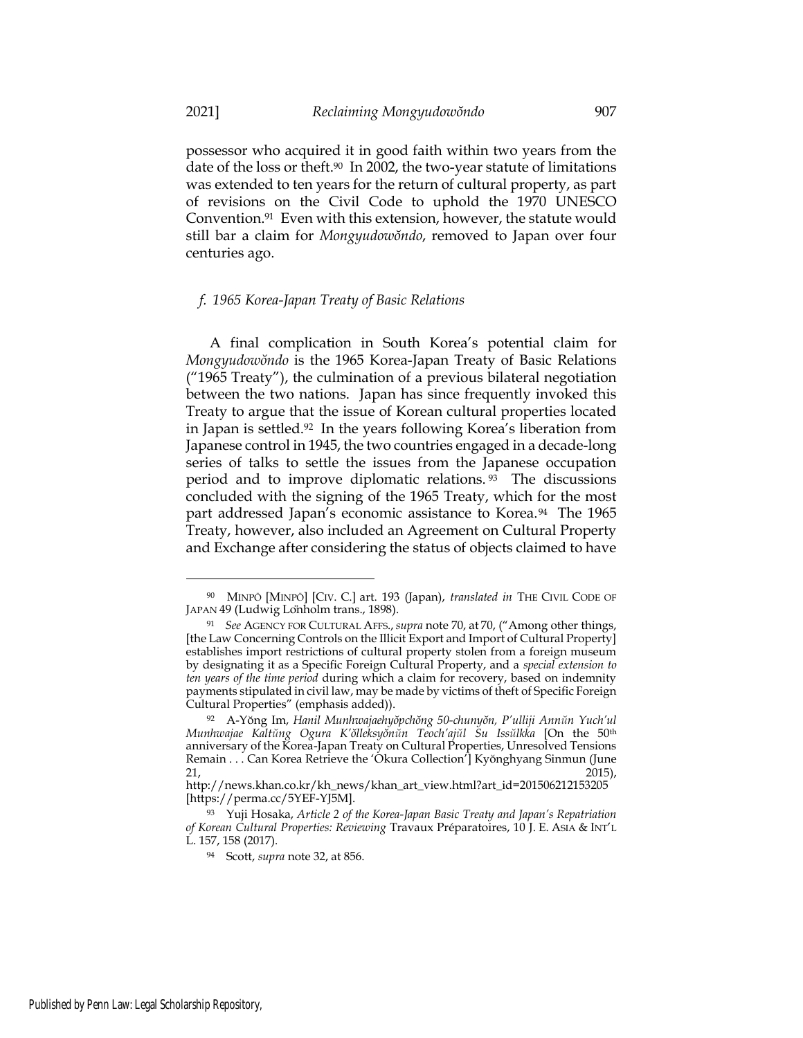possessor who acquired it in good faith within two years from the date of the loss or theft.[90] In 2002, the two-year statute of limitations was extended to ten years for the return of cultural property, as part of revisions on the Civil Code to uphold the 1970 UNESCO Convention.[91] Even with this extension, however, the statute would still bar a claim for *Mongyudowŏndo*, removed to Japan over four centuries ago.

### *f. 1965 Korea-Japan Treaty of Basic Relations*

A final complication in South Korea's potential claim for *Mongyudowŏndo* is the 1965 Korea-Japan Treaty of Basic Relations ("1965 Treaty"), the culmination of a previous bilateral negotiation between the two nations. Japan has since frequently invoked this Treaty to argue that the issue of Korean cultural properties located in Japan is settled.[92] In the years following Korea's liberation from Japanese control in 1945, the two countries engaged in a decade-long series of talks to settle the issues from the Japanese occupation period and to improve diplomatic relations.[93] The discussions concluded with the signing of the 1965 Treaty, which for the most part addressed Japan's economic assistance to Korea.[94] The 1965 Treaty, however, also included an Agreement on Cultural Property and Exchange after considering the status of objects claimed to have

---

[90] MINPŌ [MINPŌ] [CIV. C.] art. 193 (Japan), *translated in* THE CIVIL CODE OF JAPAN 49 (Ludwig Lönholm trans., 1898).

[91] *See* AGENCY FOR CULTURAL AFFS., *supra* note 70, at 70, ("Among other things, [the Law Concerning Controls on the Illicit Export and Import of Cultural Property] establishes import restrictions of cultural property stolen from a foreign museum by designating it as a Specific Foreign Cultural Property, and a *special extension to ten years of the time period* during which a claim for recovery, based on indemnity payments stipulated in civil law, may be made by victims of theft of Specific Foreign Cultural Properties" (emphasis added)).

[92] A-Yŏng Im, *Hanil Munhwajaehyŏpchŏng 50-chunyŏn, P'ulliji Annŭn Yuch'ul Munhwajae Kaltŭng Ogura K'ŏlleksyŏnŭn Teoch'ajŭl Su Issŭlkka* [On the 50th anniversary of the Korea-Japan Treaty on Cultural Properties, Unresolved Tensions Remain . . . Can Korea Retrieve the 'Okura Collection'] Kyŏnghyang Sinmun (June 21, 2015), http://news.khan.co.kr/kh_news/khan_art_view.html?art_id=201506212153205 [https://perma.cc/5YEF-YJ5M].

[93] Yuji Hosaka, *Article 2 of the Korea-Japan Basic Treaty and Japan's Repatriation of Korean Cultural Properties: Reviewing* Travaux Préparatoires, 10 J. E. ASIA & INT'L L. 157, 158 (2017).

[94] Scott, *supra* note 32, at 856.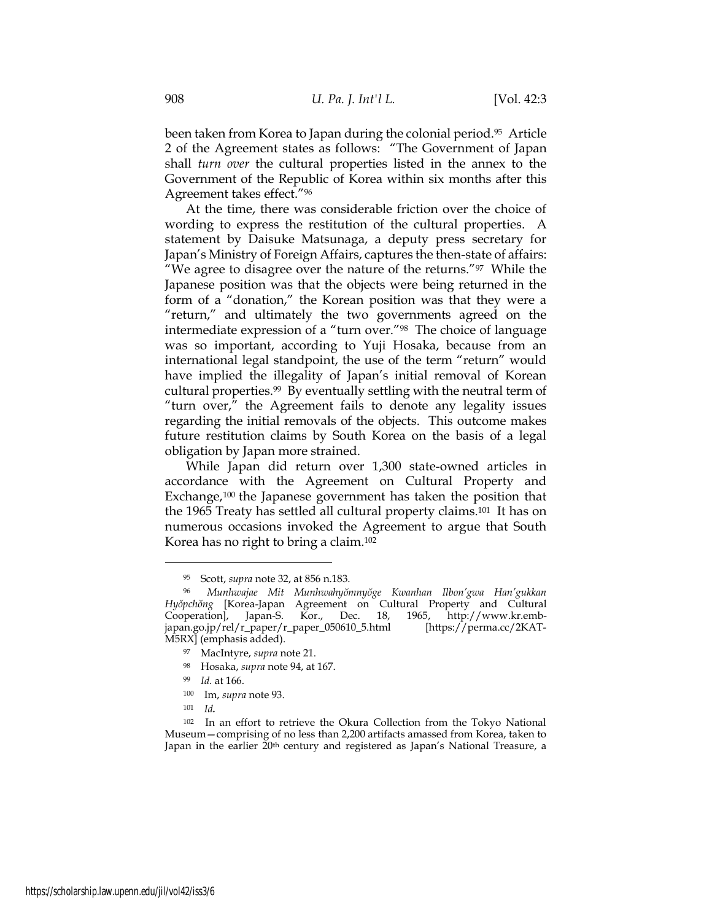been taken from Korea to Japan during the colonial period.[95] Article 2 of the Agreement states as follows: "The Government of Japan shall *turn over* the cultural properties listed in the annex to the Government of the Republic of Korea within six months after this Agreement takes effect."[96]

At the time, there was considerable friction over the choice of wording to express the restitution of the cultural properties. A statement by Daisuke Matsunaga, a deputy press secretary for Japan's Ministry of Foreign Affairs, captures the then-state of affairs: "We agree to disagree over the nature of the returns."[97] While the Japanese position was that the objects were being returned in the form of a "donation," the Korean position was that they were a "return," and ultimately the two governments agreed on the intermediate expression of a "turn over."[98] The choice of language was so important, according to Yuji Hosaka, because from an international legal standpoint, the use of the term "return" would have implied the illegality of Japan's initial removal of Korean cultural properties.[99] By eventually settling with the neutral term of "turn over," the Agreement fails to denote any legality issues regarding the initial removals of the objects. This outcome makes future restitution claims by South Korea on the basis of a legal obligation by Japan more strained.

While Japan did return over 1,300 state-owned articles in accordance with the Agreement on Cultural Property and Exchange,[100] the Japanese government has taken the position that the 1965 Treaty has settled all cultural property claims.[101] It has on numerous occasions invoked the Agreement to argue that South Korea has no right to bring a claim.[102]

---

[95] Scott, *supra* note 32, at 856 n.183.

[96] *Munhwajae Mit Munhwahyŏmnyŏge Kwanhan Ilbon'gwa Han'gukkan Hyŏpchŏng* [Korea-Japan Agreement on Cultural Property and Cultural Cooperation], Japan-S. Kor., Dec. 18, 1965, http://www.kr.emb-japan.go.jp/rel/r_paper/r_paper_050610_5.html [https://perma.cc/2KAT-M5RX] (emphasis added).

[97] MacIntyre, *supra* note 21.

[98] Hosaka, *supra* note 94, at 167.

[99] *Id.* at 166.

[100] Im, *supra* note 93.

[101] *Id.*

[102] In an effort to retrieve the Okura Collection from the Tokyo National Museum—comprising of no less than 2,200 artifacts amassed from Korea, taken to Japan in the earlier 20th century and registered as Japan's National Treasure, a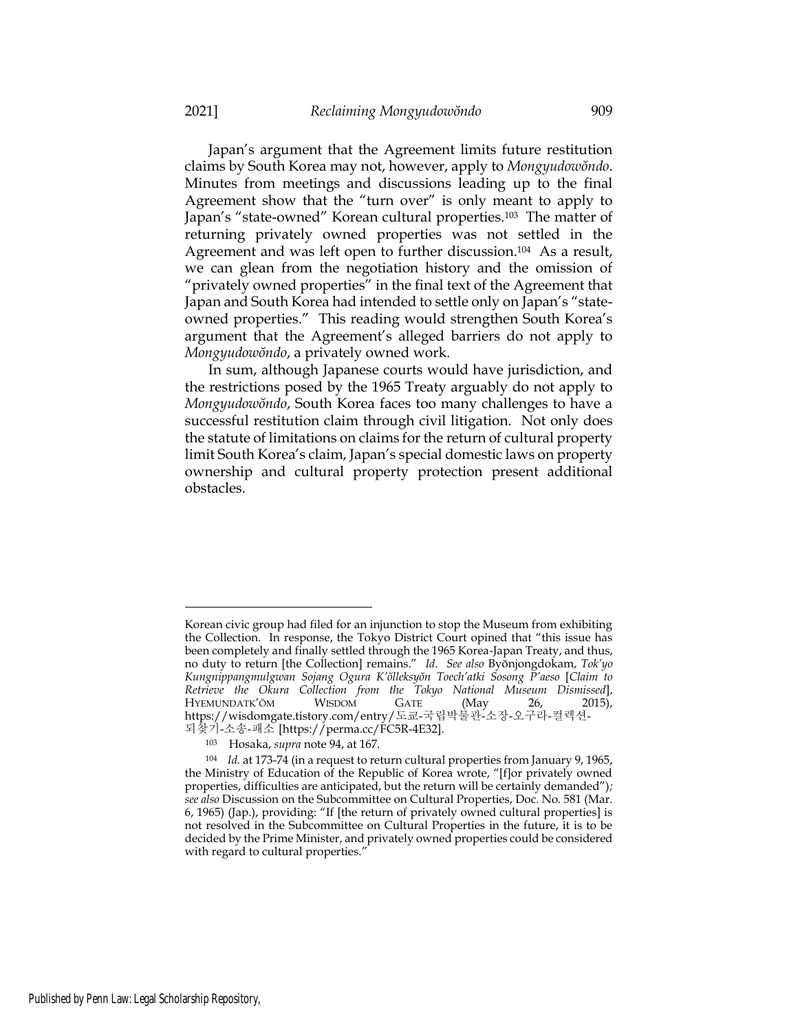Japan's argument that the Agreement limits future restitution claims by South Korea may not, however, apply to *Mongyudowŏndo*. Minutes from meetings and discussions leading up to the final Agreement show that the "turn over" is only meant to apply to Japan's "state-owned" Korean cultural properties.[103] The matter of returning privately owned properties was not settled in the Agreement and was left open to further discussion.[104] As a result, we can glean from the negotiation history and the omission of "privately owned properties" in the final text of the Agreement that Japan and South Korea had intended to settle only on Japan's "state-owned properties." This reading would strengthen South Korea's argument that the Agreement's alleged barriers do not apply to *Mongyudowŏndo*, a privately owned work.

In sum, although Japanese courts would have jurisdiction, and the restrictions posed by the 1965 Treaty arguably do not apply to *Mongyudowŏndo*, South Korea faces too many challenges to have a successful restitution claim through civil litigation. Not only does the statute of limitations on claims for the return of cultural property limit South Korea's claim, Japan's special domestic laws on property ownership and cultural property protection present additional obstacles.

---

Korean civic group had filed for an injunction to stop the Museum from exhibiting the Collection. In response, the Tokyo District Court opined that "this issue has been completely and finally settled through the 1965 Korea-Japan Treaty, and thus, no duty to return [the Collection] remains." *Id*. *See also* Byŏnjongdokam, *Tok'yo Kungnippangmulgwan Sojang Ogura K'ŏlleksyŏn Toech'atki Sosong P'aeso* [*Claim to Retrieve the Okura Collection from the Tokyo National Museum Dismissed*], HYEMUNDATK'ŎM WISDOM GATE (May 26, 2015), https://wisdomgate.tistory.com/entry/도쿄-국립박물관-소장-오구라-컬렉션-되찾기-소송-패소 [https://perma.cc/FC5R-4E32].

[103] Hosaka, *supra* note 94, at 167.

[104] *Id.* at 173-74 (in a request to return cultural properties from January 9, 1965, the Ministry of Education of the Republic of Korea wrote, "[f]or privately owned properties, difficulties are anticipated, but the return will be certainly demanded"); *see also* Discussion on the Subcommittee on Cultural Properties, Doc. No. 581 (Mar. 6, 1965) (Jap.), providing: "If [the return of privately owned cultural properties] is not resolved in the Subcommittee on Cultural Properties in the future, it is to be decided by the Prime Minister, and privately owned properties could be considered with regard to cultural properties."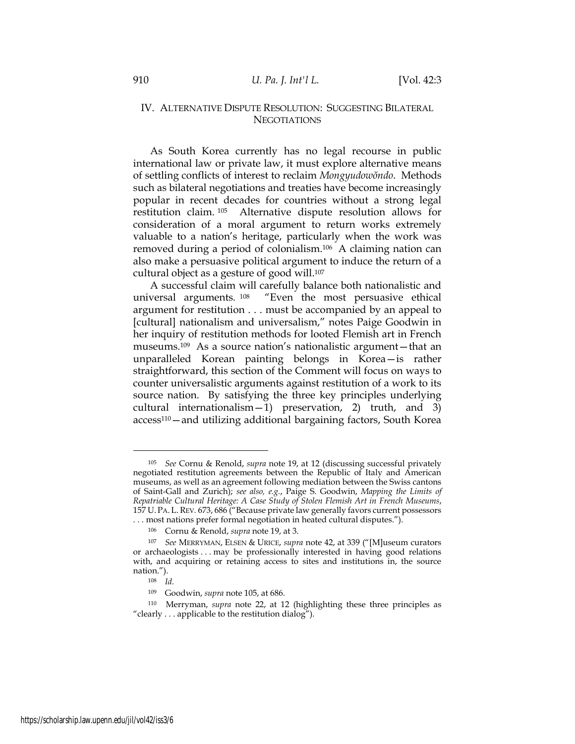## IV. ALTERNATIVE DISPUTE RESOLUTION: SUGGESTING BILATERAL NEGOTIATIONS

As South Korea currently has no legal recourse in public international law or private law, it must explore alternative means of settling conflicts of interest to reclaim *Mongyudowŏndo*. Methods such as bilateral negotiations and treaties have become increasingly popular in recent decades for countries without a strong legal restitution claim.[105] Alternative dispute resolution allows for consideration of a moral argument to return works extremely valuable to a nation's heritage, particularly when the work was removed during a period of colonialism.[106] A claiming nation can also make a persuasive political argument to induce the return of a cultural object as a gesture of good will.[107]

A successful claim will carefully balance both nationalistic and universal arguments.[108] "Even the most persuasive ethical argument for restitution . . . must be accompanied by an appeal to [cultural] nationalism and universalism," notes Paige Goodwin in her inquiry of restitution methods for looted Flemish art in French museums.[109] As a source nation's nationalistic argument—that an unparalleled Korean painting belongs in Korea—is rather straightforward, this section of the Comment will focus on ways to counter universalistic arguments against restitution of a work to its source nation. By satisfying the three key principles underlying cultural internationalism—1) preservation, 2) truth, and 3) access[110]—and utilizing additional bargaining factors, South Korea

---

[105] *See* Cornu & Renold, *supra* note 19, at 12 (discussing successful privately negotiated restitution agreements between the Republic of Italy and American museums, as well as an agreement following mediation between the Swiss cantons of Saint-Gall and Zurich); *see also, e.g.*, Paige S. Goodwin, *Mapping the Limits of Repatriable Cultural Heritage: A Case Study of Stolen Flemish Art in French Museums*, 157 U. PA. L. REV. 673, 686 ("Because private law generally favors current possessors . . . most nations prefer formal negotiation in heated cultural disputes.").

[106] Cornu & Renold, *supra* note 19, at 3.

[107] *See* MERRYMAN, ELSEN & URICE, *supra* note 42, at 339 ("[M]useum curators or archaeologists . . . may be professionally interested in having good relations with, and acquiring or retaining access to sites and institutions in, the source nation.").

[108] *Id.*

[109] Goodwin, *supra* note 105, at 686.

[110] Merryman, *supra* note 22, at 12 (highlighting these three principles as "clearly . . . applicable to the restitution dialog").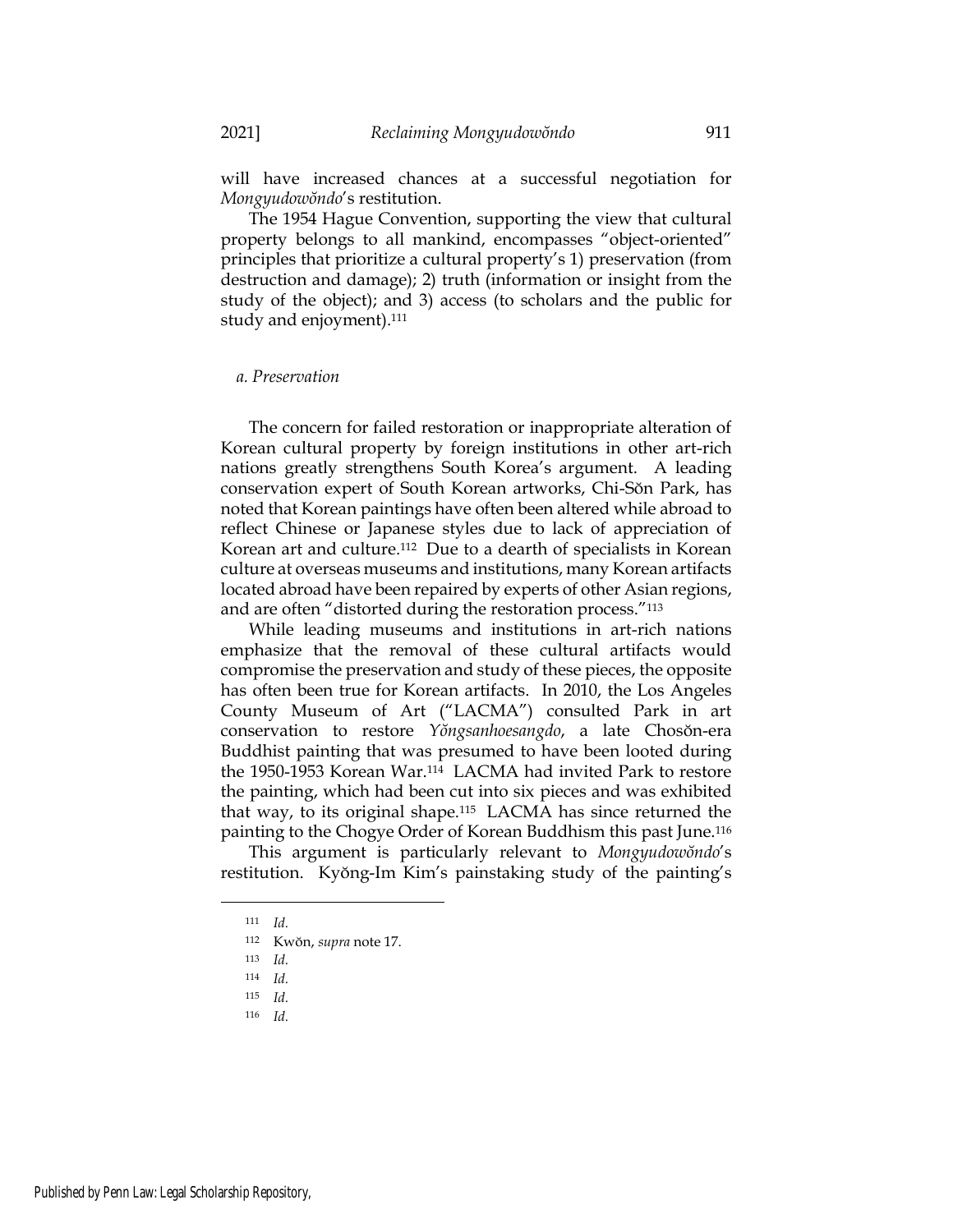will have increased chances at a successful negotiation for *Mongyudowŏndo*'s restitution.

The 1954 Hague Convention, supporting the view that cultural property belongs to all mankind, encompasses "object-oriented" principles that prioritize a cultural property's 1) preservation (from destruction and damage); 2) truth (information or insight from the study of the object); and 3) access (to scholars and the public for study and enjoyment).[111]

*a. Preservation*

The concern for failed restoration or inappropriate alteration of Korean cultural property by foreign institutions in other art-rich nations greatly strengthens South Korea's argument. A leading conservation expert of South Korean artworks, Chi-Sŏn Park, has noted that Korean paintings have often been altered while abroad to reflect Chinese or Japanese styles due to lack of appreciation of Korean art and culture.[112] Due to a dearth of specialists in Korean culture at overseas museums and institutions, many Korean artifacts located abroad have been repaired by experts of other Asian regions, and are often "distorted during the restoration process."[113]

While leading museums and institutions in art-rich nations emphasize that the removal of these cultural artifacts would compromise the preservation and study of these pieces, the opposite has often been true for Korean artifacts. In 2010, the Los Angeles County Museum of Art ("LACMA") consulted Park in art conservation to restore *Yŏngsanhoesangdo*, a late Chosŏn-era Buddhist painting that was presumed to have been looted during the 1950-1953 Korean War.[114] LACMA had invited Park to restore the painting, which had been cut into six pieces and was exhibited that way, to its original shape.[115] LACMA has since returned the painting to the Chogye Order of Korean Buddhism this past June.[116]

This argument is particularly relevant to *Mongyudowŏndo*'s restitution. Kyŏng-Im Kim's painstaking study of the painting's

---

[111] *Id.*

[112] Kwŏn, *supra* note 17.

[113] *Id.*

[114] *Id.*

[115] *Id.*

[116] *Id.*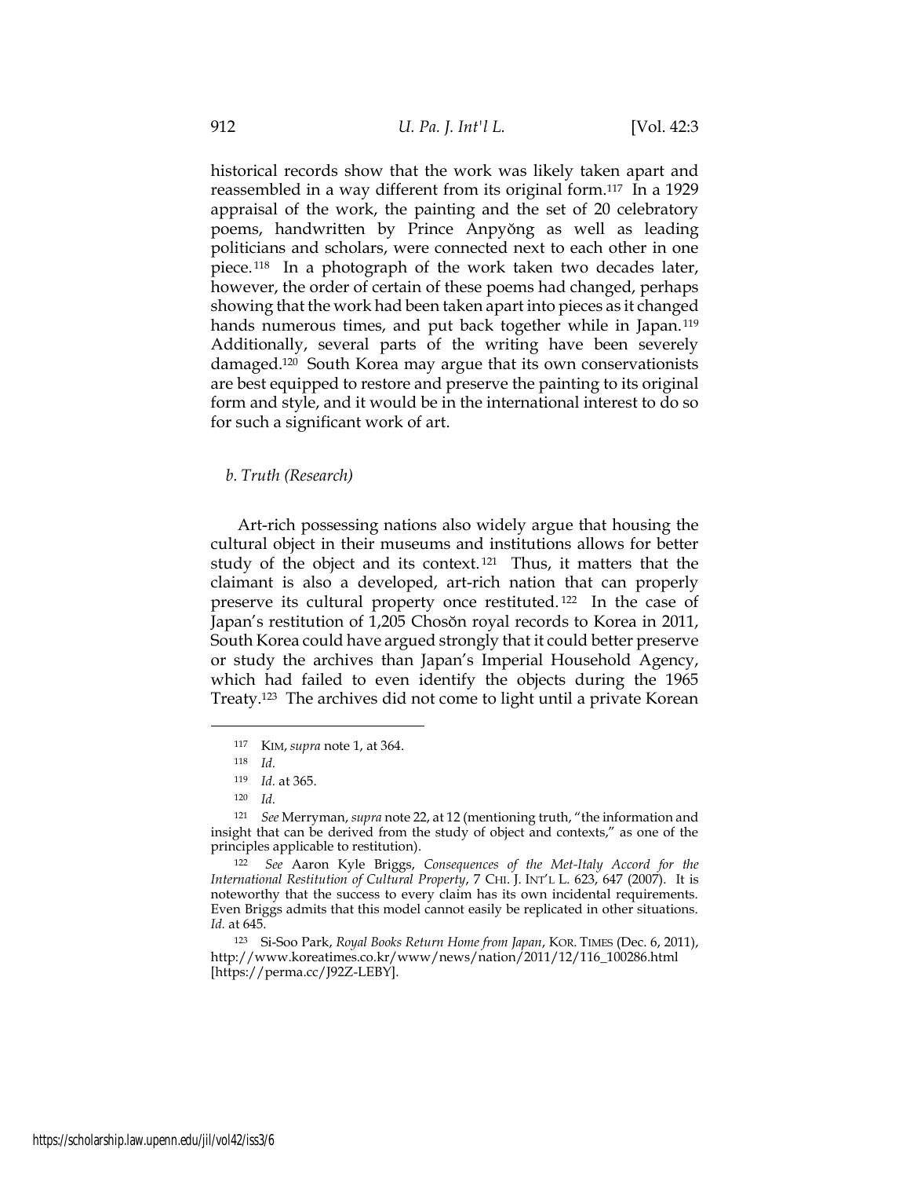historical records show that the work was likely taken apart and reassembled in a way different from its original form.[117] In a 1929 appraisal of the work, the painting and the set of 20 celebratory poems, handwritten by Prince Anpyŏng as well as leading politicians and scholars, were connected next to each other in one piece.[118] In a photograph of the work taken two decades later, however, the order of certain of these poems had changed, perhaps showing that the work had been taken apart into pieces as it changed hands numerous times, and put back together while in Japan.[119] Additionally, several parts of the writing have been severely damaged.[120] South Korea may argue that its own conservationists are best equipped to restore and preserve the painting to its original form and style, and it would be in the international interest to do so for such a significant work of art.

*b. Truth (Research)*

Art-rich possessing nations also widely argue that housing the cultural object in their museums and institutions allows for better study of the object and its context.[121] Thus, it matters that the claimant is also a developed, art-rich nation that can properly preserve its cultural property once restituted.[122] In the case of Japan's restitution of 1,205 Chosŏn royal records to Korea in 2011, South Korea could have argued strongly that it could better preserve or study the archives than Japan's Imperial Household Agency, which had failed to even identify the objects during the 1965 Treaty.[123] The archives did not come to light until a private Korean

---

[117] KIM, *supra* note 1, at 364.

[118] *Id.*

[119] *Id.* at 365.

[120] *Id.*

[121] *See* Merryman, *supra* note 22, at 12 (mentioning truth, "the information and insight that can be derived from the study of object and contexts," as one of the principles applicable to restitution).

[122] *See* Aaron Kyle Briggs, *Consequences of the Met-Italy Accord for the International Restitution of Cultural Property*, 7 CHI. J. INT'L L. 623, 647 (2007). It is noteworthy that the success to every claim has its own incidental requirements. Even Briggs admits that this model cannot easily be replicated in other situations. *Id.* at 645.

[123] Si-Soo Park, *Royal Books Return Home from Japan*, KOR. TIMES (Dec. 6, 2011), http://www.koreatimes.co.kr/www/news/nation/2011/12/116_100286.html [https://perma.cc/J92Z-LEBY].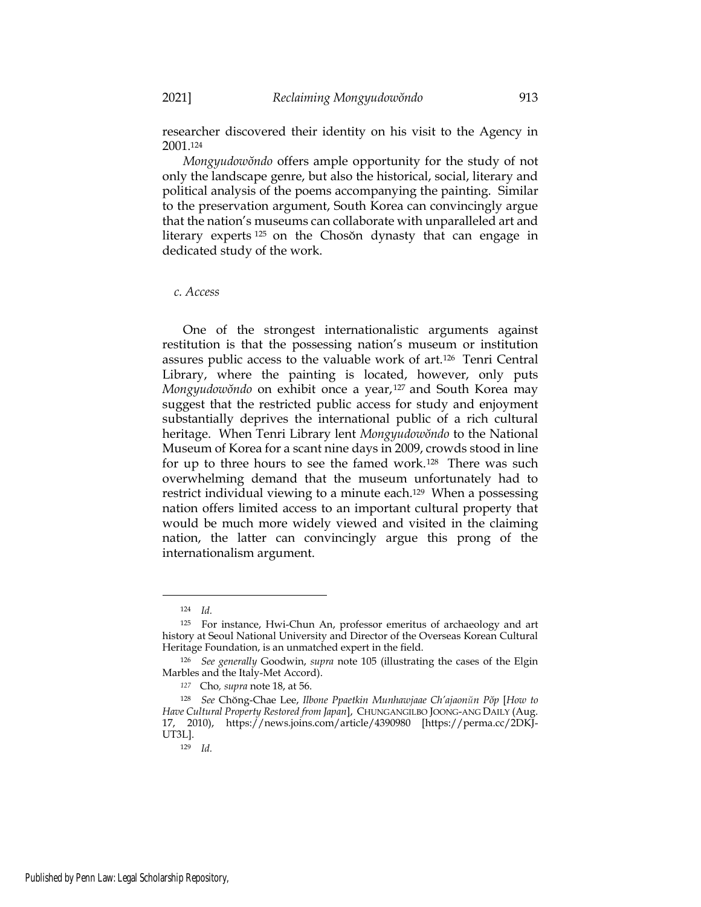researcher discovered their identity on his visit to the Agency in 2001.[124]

*Mongyudowŏndo* offers ample opportunity for the study of not only the landscape genre, but also the historical, social, literary and political analysis of the poems accompanying the painting. Similar to the preservation argument, South Korea can convincingly argue that the nation's museums can collaborate with unparalleled art and literary experts[125] on the Chosŏn dynasty that can engage in dedicated study of the work.

*c. Access*

One of the strongest internationalistic arguments against restitution is that the possessing nation's museum or institution assures public access to the valuable work of art.[126] Tenri Central Library, where the painting is located, however, only puts *Mongyudowŏndo* on exhibit once a year,[127] and South Korea may suggest that the restricted public access for study and enjoyment substantially deprives the international public of a rich cultural heritage. When Tenri Library lent *Mongyudowŏndo* to the National Museum of Korea for a scant nine days in 2009, crowds stood in line for up to three hours to see the famed work.[128] There was such overwhelming demand that the museum unfortunately had to restrict individual viewing to a minute each.[129] When a possessing nation offers limited access to an important cultural property that would be much more widely viewed and visited in the claiming nation, the latter can convincingly argue this prong of the internationalism argument.

---

[124] *Id.*

[125] For instance, Hwi-Chun An, professor emeritus of archaeology and art history at Seoul National University and Director of the Overseas Korean Cultural Heritage Foundation, is an unmatched expert in the field.

[126] *See generally* Goodwin, *supra* note 105 (illustrating the cases of the Elgin Marbles and the Italy-Met Accord).

[127] Cho, *supra* note 18, at 56.

[128] *See* Chŏng-Chae Lee, *Ilbone Ppaetkin Munhawjaae Ch'ajaonŭn Pŏp* [*How to Have Cultural Property Restored from Japan*], CHUNGANGILBO JOONG-ANG DAILY (Aug. 17, 2010), https://news.joins.com/article/4390980 [https://perma.cc/2DKJ-UT3L].

[129] *Id.*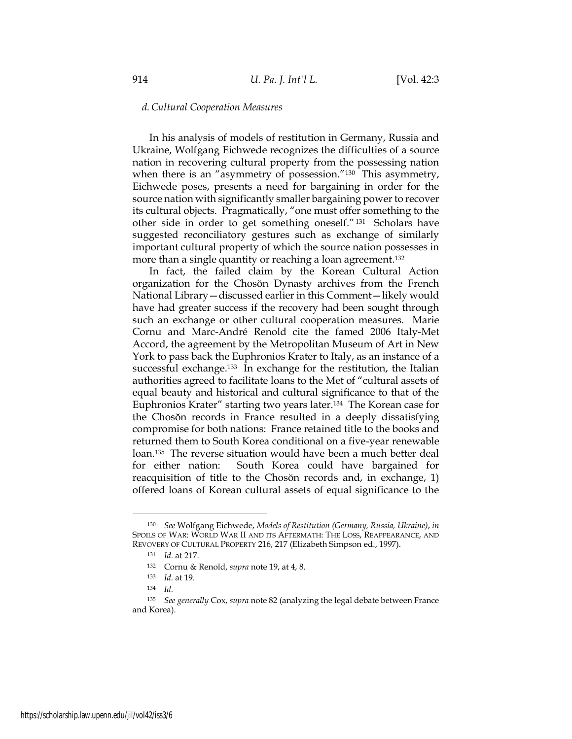### *d. Cultural Cooperation Measures*

In his analysis of models of restitution in Germany, Russia and Ukraine, Wolfgang Eichwede recognizes the difficulties of a source nation in recovering cultural property from the possessing nation when there is an "asymmetry of possession."[130] This asymmetry, Eichwede poses, presents a need for bargaining in order for the source nation with significantly smaller bargaining power to recover its cultural objects. Pragmatically, "one must offer something to the other side in order to get something oneself."[131] Scholars have suggested reconciliatory gestures such as exchange of similarly important cultural property of which the source nation possesses in more than a single quantity or reaching a loan agreement.[132]

In fact, the failed claim by the Korean Cultural Action organization for the Chosŏn Dynasty archives from the French National Library—discussed earlier in this Comment—likely would have had greater success if the recovery had been sought through such an exchange or other cultural cooperation measures. Marie Cornu and Marc-André Renold cite the famed 2006 Italy-Met Accord, the agreement by the Metropolitan Museum of Art in New York to pass back the Euphronios Krater to Italy, as an instance of a successful exchange.[133] In exchange for the restitution, the Italian authorities agreed to facilitate loans to the Met of "cultural assets of equal beauty and historical and cultural significance to that of the Euphronios Krater" starting two years later.[134] The Korean case for the Chosŏn records in France resulted in a deeply dissatisfying compromise for both nations: France retained title to the books and returned them to South Korea conditional on a five-year renewable loan.[135] The reverse situation would have been a much better deal for either nation: South Korea could have bargained for reacquisition of title to the Chosŏn records and, in exchange, 1) offered loans of Korean cultural assets of equal significance to the

---

[130] *See* Wolfgang Eichwede, *Models of Restitution (Germany, Russia, Ukraine)*, *in* SPOILS OF WAR: WORLD WAR II AND ITS AFTERMATH: THE LOSS, REAPPEARANCE, AND REVOVERY OF CULTURAL PROPERTY 216, 217 (Elizabeth Simpson ed., 1997).

[131] *Id.* at 217.

[132] Cornu & Renold, *supra* note 19, at 4, 8.

[133] *Id.* at 19.

[134] *Id.*

[135] *See generally* Cox, *supra* note 82 (analyzing the legal debate between France and Korea).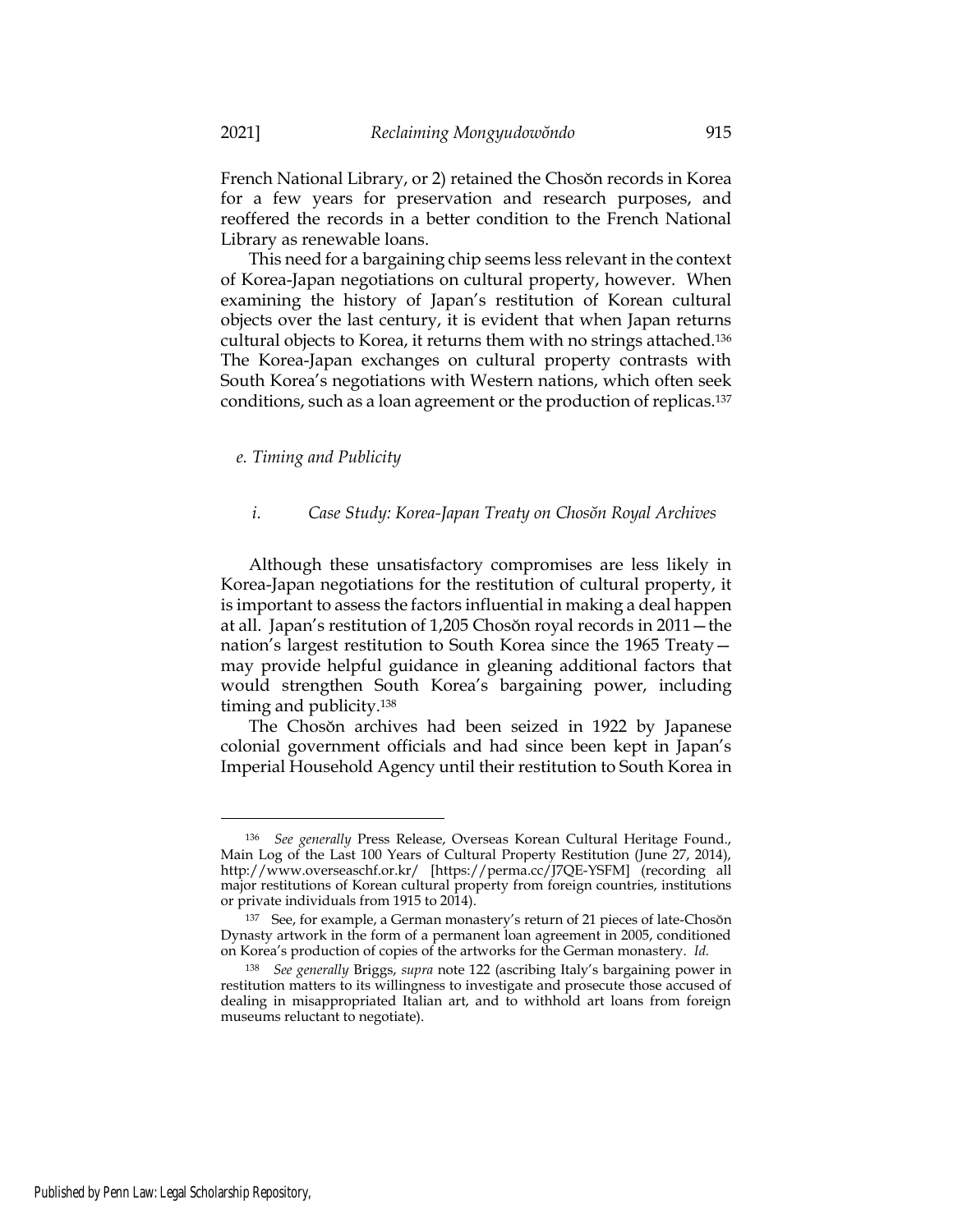French National Library, or 2) retained the Chosŏn records in Korea for a few years for preservation and research purposes, and reoffered the records in a better condition to the French National Library as renewable loans.

This need for a bargaining chip seems less relevant in the context of Korea-Japan negotiations on cultural property, however. When examining the history of Japan's restitution of Korean cultural objects over the last century, it is evident that when Japan returns cultural objects to Korea, it returns them with no strings attached.[136] The Korea-Japan exchanges on cultural property contrasts with South Korea's negotiations with Western nations, which often seek conditions, such as a loan agreement or the production of replicas.[137]

#### *e. Timing and Publicity*

##### *i. Case Study: Korea-Japan Treaty on Chosŏn Royal Archives*

Although these unsatisfactory compromises are less likely in Korea-Japan negotiations for the restitution of cultural property, it is important to assess the factors influential in making a deal happen at all. Japan's restitution of 1,205 Chosŏn royal records in 2011—the nation's largest restitution to South Korea since the 1965 Treaty—may provide helpful guidance in gleaning additional factors that would strengthen South Korea's bargaining power, including timing and publicity.[138]

The Chosŏn archives had been seized in 1922 by Japanese colonial government officials and had since been kept in Japan's Imperial Household Agency until their restitution to South Korea in

---

[136] *See generally* Press Release, Overseas Korean Cultural Heritage Found., Main Log of the Last 100 Years of Cultural Property Restitution (June 27, 2014), http://www.overseaschf.or.kr/ [https://perma.cc/J7QE-YSFM] (recording all major restitutions of Korean cultural property from foreign countries, institutions or private individuals from 1915 to 2014).

[137] See, for example, a German monastery's return of 21 pieces of late-Chosŏn Dynasty artwork in the form of a permanent loan agreement in 2005, conditioned on Korea's production of copies of the artworks for the German monastery. *Id.*

[138] *See generally* Briggs, *supra* note 122 (ascribing Italy's bargaining power in restitution matters to its willingness to investigate and prosecute those accused of dealing in misappropriated Italian art, and to withhold art loans from foreign museums reluctant to negotiate).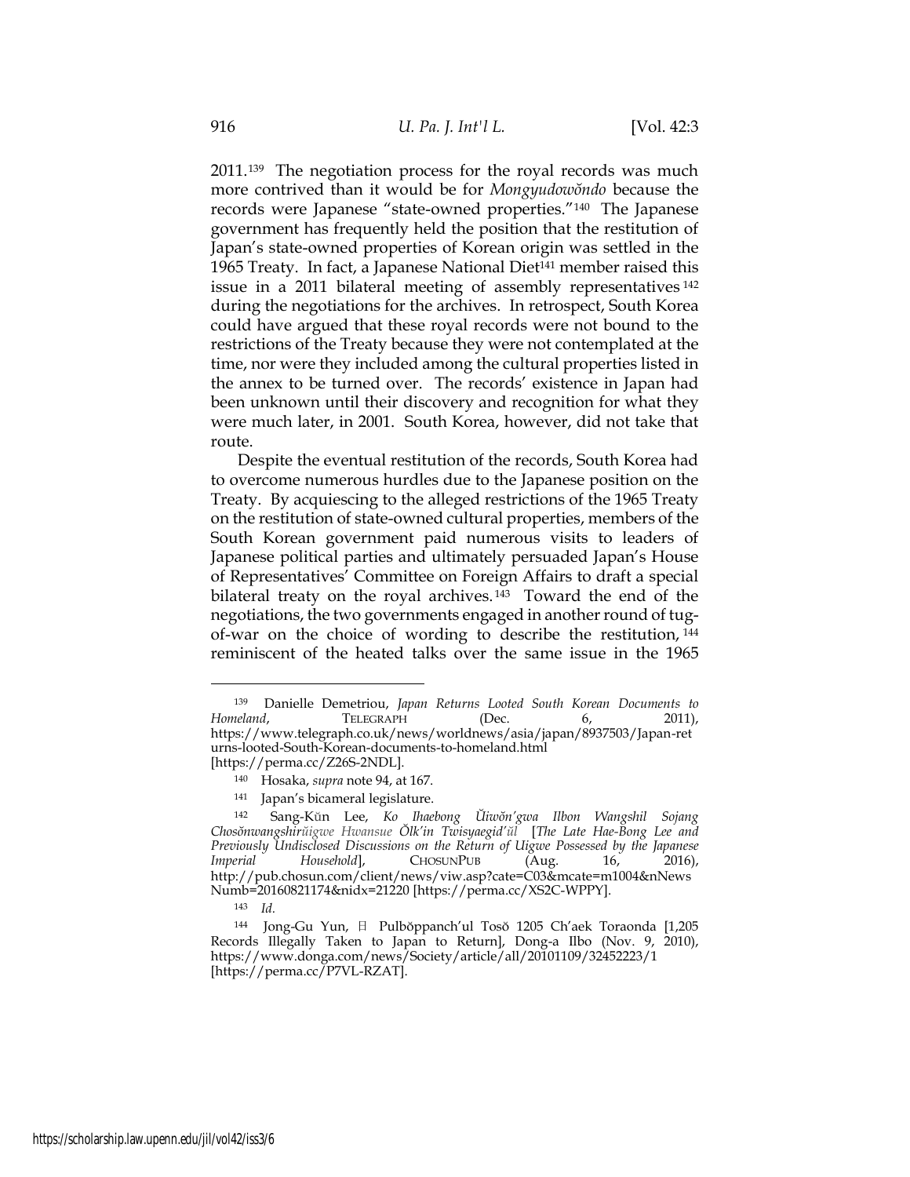2011.[139] The negotiation process for the royal records was much more contrived than it would be for *Mongyudowŏndo* because the records were Japanese "state-owned properties."[140] The Japanese government has frequently held the position that the restitution of Japan's state-owned properties of Korean origin was settled in the 1965 Treaty. In fact, a Japanese National Diet[141] member raised this issue in a 2011 bilateral meeting of assembly representatives[142] during the negotiations for the archives. In retrospect, South Korea could have argued that these royal records were not bound to the restrictions of the Treaty because they were not contemplated at the time, nor were they included among the cultural properties listed in the annex to be turned over. The records' existence in Japan had been unknown until their discovery and recognition for what they were much later, in 2001. South Korea, however, did not take that route.

Despite the eventual restitution of the records, South Korea had to overcome numerous hurdles due to the Japanese position on the Treaty. By acquiescing to the alleged restrictions of the 1965 Treaty on the restitution of state-owned cultural properties, members of the South Korean government paid numerous visits to leaders of Japanese political parties and ultimately persuaded Japan's House of Representatives' Committee on Foreign Affairs to draft a special bilateral treaty on the royal archives.[143] Toward the end of the negotiations, the two governments engaged in another round of tug-of-war on the choice of wording to describe the restitution,[144] reminiscent of the heated talks over the same issue in the 1965

---

[139] Danielle Demetriou, *Japan Returns Looted South Korean Documents to Homeland*, TELEGRAPH (Dec. 6, 2011), https://www.telegraph.co.uk/news/worldnews/asia/japan/8937503/Japan-returns-looted-South-Korean-documents-to-homeland.html [https://perma.cc/Z26S-2NDL].

[140] Hosaka, *supra* note 94, at 167.

[141] Japan's bicameral legislature.

[142] Sang-Kŭn Lee, *Ko Ihaebong Ŭiwŏn'gwa Ilbon Wangshil Sojang Chosŏnwangshirŭigwe Hwansue Ŏlk'in Twisyaegid'ŭl* [*The Late Hae-Bong Lee and Previously Undisclosed Discussions on the Return of Uigwe Possessed by the Japanese Imperial Household*], CHOSUNPUB (Aug. 16, 2016), http://pub.chosun.com/client/news/viw.asp?cate=C03&mcate=m1004&nNewsNumb=20160821174&nidx=21220 [https://perma.cc/XS2C-WPPY].

[143] *Id.*

[144] Jong-Gu Yun, 日 Pulbŏppanch'ul Tosŏ 1205 Ch'aek Toraonda [1,205 Records Illegally Taken to Japan to Return], Dong-a Ilbo (Nov. 9, 2010), https://www.donga.com/news/Society/article/all/20101109/32452223/1 [https://perma.cc/P7VL-RZAT].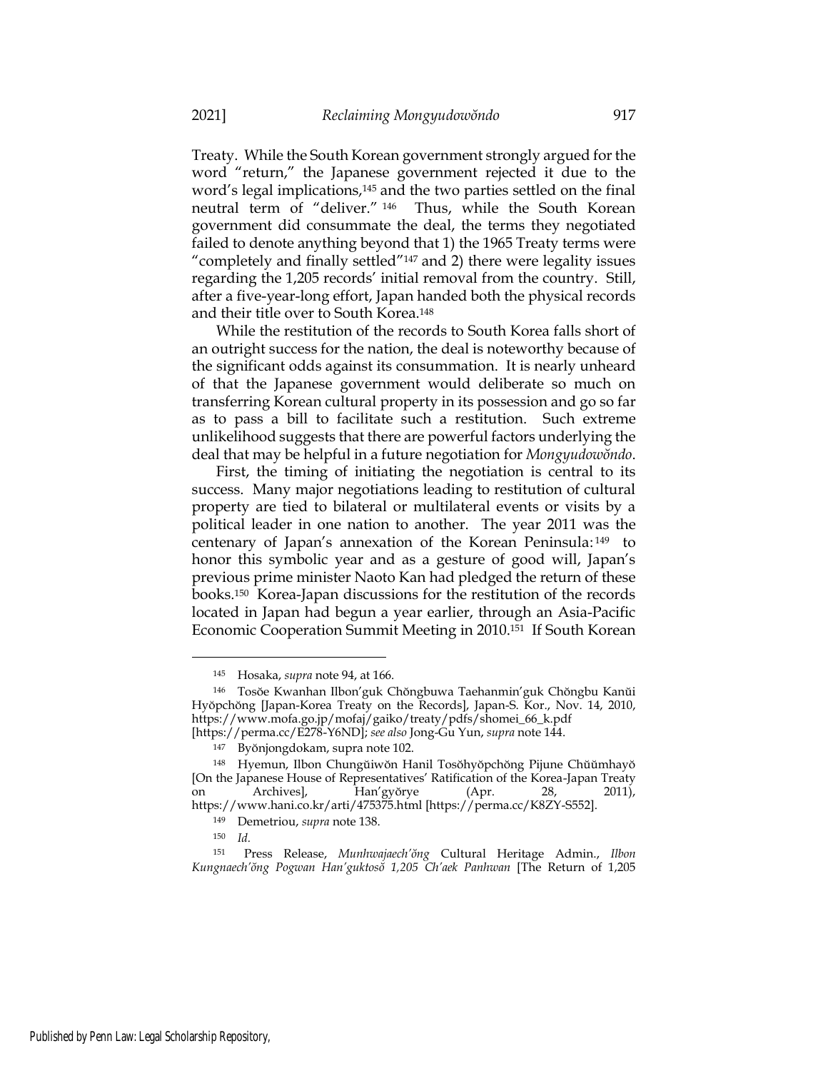Treaty. While the South Korean government strongly argued for the word "return," the Japanese government rejected it due to the word's legal implications,[145] and the two parties settled on the final neutral term of "deliver." [146] Thus, while the South Korean government did consummate the deal, the terms they negotiated failed to denote anything beyond that 1) the 1965 Treaty terms were "completely and finally settled"[147] and 2) there were legality issues regarding the 1,205 records' initial removal from the country. Still, after a five-year-long effort, Japan handed both the physical records and their title over to South Korea.[148]

While the restitution of the records to South Korea falls short of an outright success for the nation, the deal is noteworthy because of the significant odds against its consummation. It is nearly unheard of that the Japanese government would deliberate so much on transferring Korean cultural property in its possession and go so far as to pass a bill to facilitate such a restitution. Such extreme unlikelihood suggests that there are powerful factors underlying the deal that may be helpful in a future negotiation for *Mongyudowŏndo*.

First, the timing of initiating the negotiation is central to its success. Many major negotiations leading to restitution of cultural property are tied to bilateral or multilateral events or visits by a political leader in one nation to another. The year 2011 was the centenary of Japan's annexation of the Korean Peninsula: [149] to honor this symbolic year and as a gesture of good will, Japan's previous prime minister Naoto Kan had pledged the return of these books.[150] Korea-Japan discussions for the restitution of the records located in Japan had begun a year earlier, through an Asia-Pacific Economic Cooperation Summit Meeting in 2010.[151] If South Korean

---

[145] Hosaka, *supra* note 94, at 166.

[146] Tosŏe Kwanhan Ilbon'guk Chŏngbuwa Taehanmin'guk Chŏngbu Kanŭi Hyŏpchŏng [Japan-Korea Treaty on the Records], Japan-S. Kor., Nov. 14, 2010, https://www.mofa.go.jp/mofaj/gaiko/treaty/pdfs/shomei_66_k.pdf [https://perma.cc/E278-Y6ND]; *see also* Jong-Gu Yun, *supra* note 144.

[147] Byŏnjongdokam, supra note 102.

[148] Hyemun, Ilbon Chungŭiwŏn Hanil Tosŏhyŏpchŏng Pijune Chŭŭmhayŏ [On the Japanese House of Representatives' Ratification of the Korea-Japan Treaty on Archives], Han'gyŏrye (Apr. 28, 2011), https://www.hani.co.kr/arti/475375.html [https://perma.cc/K8ZY-S552].

[149] Demetriou, *supra* note 138.

[150] *Id.*

[151] Press Release, *Munhwajaech'ŏng* Cultural Heritage Admin., *Ilbon Kungnaech'ŏng Pogwan Han'guktosŏ 1,205 Ch'aek Panhwan* [The Return of 1,205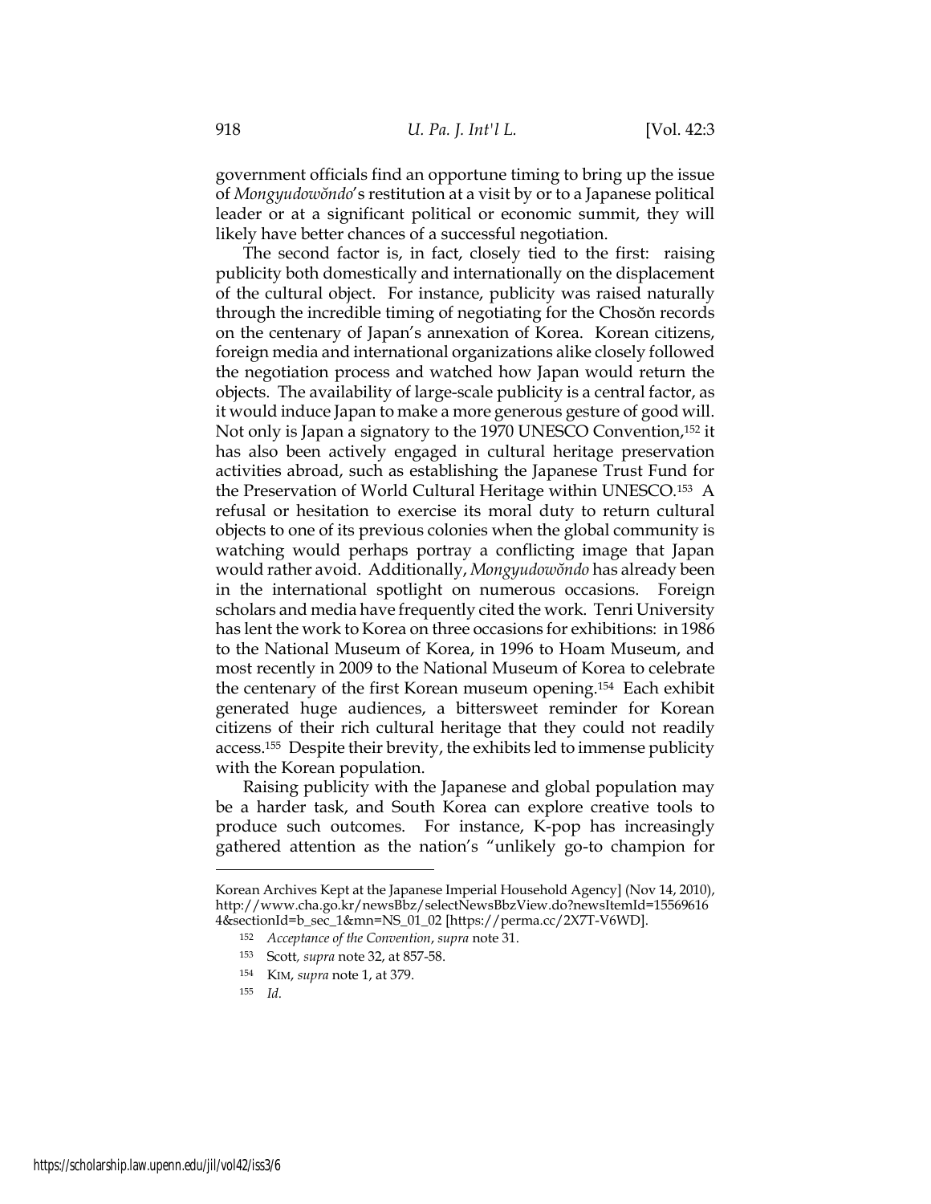government officials find an opportune timing to bring up the issue of *Mongyudowŏndo*'s restitution at a visit by or to a Japanese political leader or at a significant political or economic summit, they will likely have better chances of a successful negotiation.

The second factor is, in fact, closely tied to the first: raising publicity both domestically and internationally on the displacement of the cultural object. For instance, publicity was raised naturally through the incredible timing of negotiating for the Chosŏn records on the centenary of Japan's annexation of Korea. Korean citizens, foreign media and international organizations alike closely followed the negotiation process and watched how Japan would return the objects. The availability of large-scale publicity is a central factor, as it would induce Japan to make a more generous gesture of good will. Not only is Japan a signatory to the 1970 UNESCO Convention,[152] it has also been actively engaged in cultural heritage preservation activities abroad, such as establishing the Japanese Trust Fund for the Preservation of World Cultural Heritage within UNESCO.[153] A refusal or hesitation to exercise its moral duty to return cultural objects to one of its previous colonies when the global community is watching would perhaps portray a conflicting image that Japan would rather avoid. Additionally, *Mongyudowŏndo* has already been in the international spotlight on numerous occasions. Foreign scholars and media have frequently cited the work. Tenri University has lent the work to Korea on three occasions for exhibitions: in 1986 to the National Museum of Korea, in 1996 to Hoam Museum, and most recently in 2009 to the National Museum of Korea to celebrate the centenary of the first Korean museum opening.[154] Each exhibit generated huge audiences, a bittersweet reminder for Korean citizens of their rich cultural heritage that they could not readily access.[155] Despite their brevity, the exhibits led to immense publicity with the Korean population.

Raising publicity with the Japanese and global population may be a harder task, and South Korea can explore creative tools to produce such outcomes. For instance, K-pop has increasingly gathered attention as the nation's "unlikely go-to champion for

---

Korean Archives Kept at the Japanese Imperial Household Agency] (Nov 14, 2010), http://www.cha.go.kr/newsBbz/selectNewsBbzView.do?newsItemId=155696164&sectionId=b_sec_1&mn=NS_01_02 [https://perma.cc/2X7T-V6WD].

[152] *Acceptance of the Convention*, *supra* note 31.

[153] Scott, *supra* note 32, at 857-58.

[154] KIM, *supra* note 1, at 379.

[155] *Id.*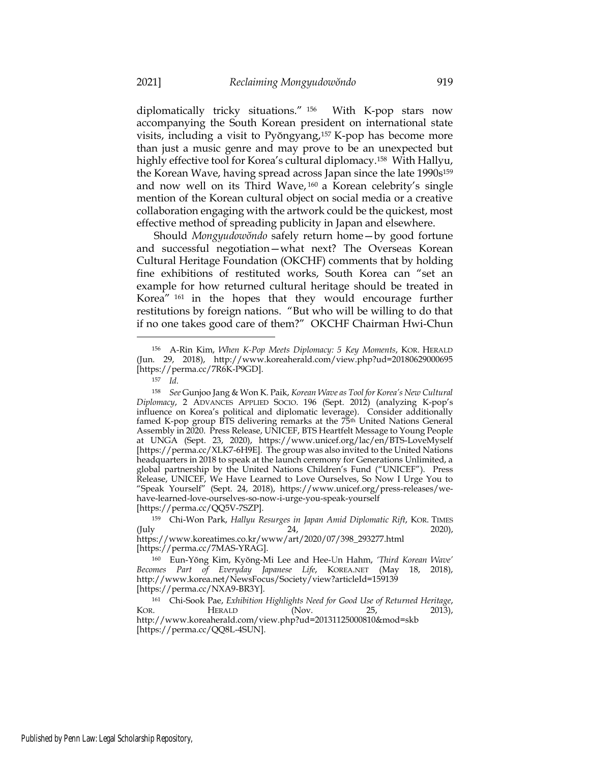diplomatically tricky situations."[156] With K-pop stars now accompanying the South Korean president on international state visits, including a visit to Pyŏngyang,[157] K-pop has become more than just a music genre and may prove to be an unexpected but highly effective tool for Korea's cultural diplomacy.[158] With Hallyu, the Korean Wave, having spread across Japan since the late 1990s[159] and now well on its Third Wave,[160] a Korean celebrity's single mention of the Korean cultural object on social media or a creative collaboration engaging with the artwork could be the quickest, most effective method of spreading publicity in Japan and elsewhere.

Should *Mongyudowŏndo* safely return home—by good fortune and successful negotiation—what next? The Overseas Korean Cultural Heritage Foundation (OKCHF) comments that by holding fine exhibitions of restituted works, South Korea can "set an example for how returned cultural heritage should be treated in Korea"[161] in the hopes that they would encourage further restitutions by foreign nations. "But who will be willing to do that if no one takes good care of them?" OKCHF Chairman Hwi-Chun

---

[156] A-Rin Kim, *When K-Pop Meets Diplomacy: 5 Key Moments*, KOR. HERALD (Jun. 29, 2018), http://www.koreaherald.com/view.php?ud=20180629000695 [https://perma.cc/7R6K-P9GD].

[157] *Id.*

[158] *See* Gunjoo Jang & Won K. Paik, *Korean Wave as Tool for Korea's New Cultural Diplomacy*, 2 ADVANCES APPLIED SOCIO. 196 (Sept. 2012) (analyzing K-pop's influence on Korea's political and diplomatic leverage). Consider additionally famed K-pop group BTS delivering remarks at the 75th United Nations General Assembly in 2020. Press Release, UNICEF, BTS Heartfelt Message to Young People at UNGA (Sept. 23, 2020), https://www.unicef.org/lac/en/BTS-LoveMyself [https://perma.cc/XLK7-6H9E]. The group was also invited to the United Nations headquarters in 2018 to speak at the launch ceremony for Generations Unlimited, a global partnership by the United Nations Children's Fund ("UNICEF"). Press Release, UNICEF, We Have Learned to Love Ourselves, So Now I Urge You to "Speak Yourself" (Sept. 24, 2018), https://www.unicef.org/press-releases/we-have-learned-love-ourselves-so-now-i-urge-you-speak-yourself [https://perma.cc/QQ5V-7SZP].

[159] Chi-Won Park, *Hallyu Resurges in Japan Amid Diplomatic Rift*, KOR. TIMES (July 24, 2020), https://www.koreatimes.co.kr/www/art/2020/07/398_293277.html [https://perma.cc/7MAS-YRAG].

[160] Eun-Yŏng Kim, Kyŏng-Mi Lee and Hee-Un Hahm, *'Third Korean Wave' Becomes Part of Everyday Japanese Life*, KOREA.NET (May 18, 2018), http://www.korea.net/NewsFocus/Society/view?articleId=159139 [https://perma.cc/NXA9-BR3Y].

[161] Chi-Sook Pae, *Exhibition Highlights Need for Good Use of Returned Heritage*, KOR. HERALD (Nov. 25, 2013), http://www.koreaherald.com/view.php?ud=20131125000810&mod=skb [https://perma.cc/QQ8L-4SUN].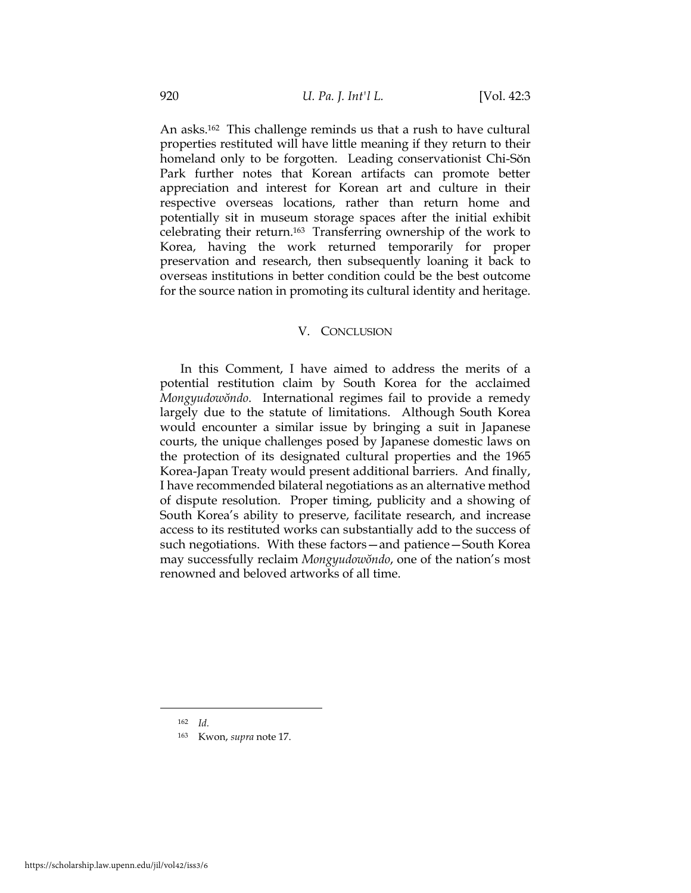An asks.[162] This challenge reminds us that a rush to have cultural properties restituted will have little meaning if they return to their homeland only to be forgotten. Leading conservationist Chi-Sŏn Park further notes that Korean artifacts can promote better appreciation and interest for Korean art and culture in their respective overseas locations, rather than return home and potentially sit in museum storage spaces after the initial exhibit celebrating their return.[163] Transferring ownership of the work to Korea, having the work returned temporarily for proper preservation and research, then subsequently loaning it back to overseas institutions in better condition could be the best outcome for the source nation in promoting its cultural identity and heritage.

## V. CONCLUSION

In this Comment, I have aimed to address the merits of a potential restitution claim by South Korea for the acclaimed *Mongyudowŏndo*. International regimes fail to provide a remedy largely due to the statute of limitations. Although South Korea would encounter a similar issue by bringing a suit in Japanese courts, the unique challenges posed by Japanese domestic laws on the protection of its designated cultural properties and the 1965 Korea-Japan Treaty would present additional barriers. And finally, I have recommended bilateral negotiations as an alternative method of dispute resolution. Proper timing, publicity and a showing of South Korea's ability to preserve, facilitate research, and increase access to its restituted works can substantially add to the success of such negotiations. With these factors—and patience—South Korea may successfully reclaim *Mongyudowŏndo*, one of the nation's most renowned and beloved artworks of all time.

---

[162] *Id.*

[163] Kwon, *supra* note 17.